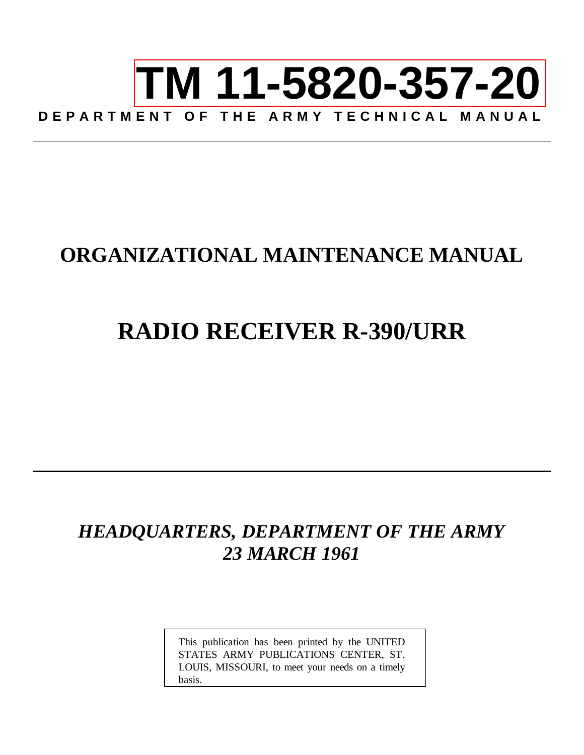# TM 11-5820-357-20

**DEPARTMENT OF THE ARMY TECHNICAL MANUAL**

---

## ORGANIZATIONAL MAINTENANCE MANUAL

## RADIO RECEIVER R-390/URR

---

*HEADQUARTERS, DEPARTMENT OF THE ARMY*
*23 MARCH 1961*

This publication has been printed by the UNITED STATES ARMY PUBLICATIONS CENTER, ST. LOUIS, MISSOURI, to meet your needs on a timely basis.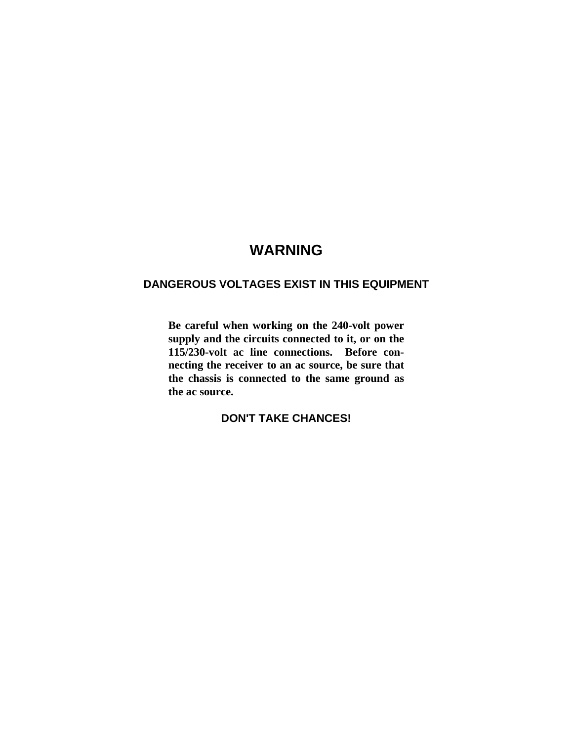# WARNING

## DANGEROUS VOLTAGES EXIST IN THIS EQUIPMENT

**Be careful when working on the 240-volt power supply and the circuits connected to it, or on the 115/230-volt ac line connections. Before connecting the receiver to an ac source, be sure that the chassis is connected to the same ground as the ac source.**

**DON'T TAKE CHANCES!**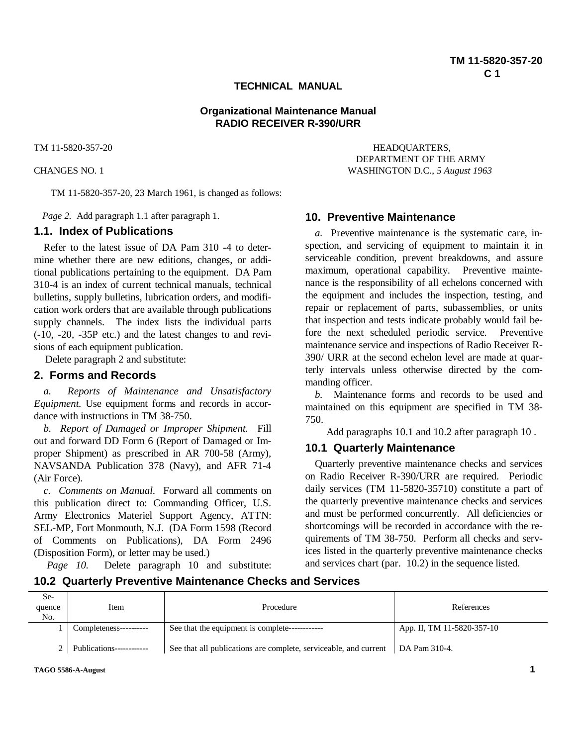TM 11-5820-357-20
C 1

**TECHNICAL MANUAL**

**Organizational Maintenance Manual**
**RADIO RECEIVER R-390/URR**

TM 11-5820-357-20 — HEADQUARTERS, DEPARTMENT OF THE ARMY

CHANGES NO. 1 — WASHINGTON D.C., *5 August 1963*

TM 11-5820-357-20, 23 March 1961, is changed as follows:

*Page 2.* Add paragraph 1.1 after paragraph 1.

## 1.1. Index of Publications

Refer to the latest issue of DA Pam 310 -4 to determine whether there are new editions, changes, or additional publications pertaining to the equipment. DA Pam 310-4 is an index of current technical manuals, technical bulletins, supply bulletins, lubrication orders, and modification work orders that are available through publications supply channels. The index lists the individual parts (-10, -20, -35P etc.) and the latest changes to and revisions of each equipment publication.

Delete paragraph 2 and substitute:

## 2. Forms and Records

*a. Reports of Maintenance and Unsatisfactory Equipment.* Use equipment forms and records in accordance with instructions in TM 38-750.

*b. Report of Damaged or Improper Shipment.* Fill out and forward DD Form 6 (Report of Damaged or Improper Shipment) as prescribed in AR 700-58 (Army), NAVSANDA Publication 378 (Navy), and AFR 71-4 (Air Force).

*c. Comments on Manual.* Forward all comments on this publication direct to: Commanding Officer, U.S. Army Electronics Materiel Support Agency, ATTN: SEL-MP, Fort Monmouth, N.J. (DA Form 1598 (Record of Comments on Publications), DA Form 2496 (Disposition Form), or letter may be used.)

*Page 10.* Delete paragraph 10 and substitute:

## 10. Preventive Maintenance

*a.* Preventive maintenance is the systematic care, inspection, and servicing of equipment to maintain it in serviceable condition, prevent breakdowns, and assure maximum, operational capability. Preventive maintenance is the responsibility of all echelons concerned with the equipment and includes the inspection, testing, and repair or replacement of parts, subassemblies, or units that inspection and tests indicate probably would fail before the next scheduled periodic service. Preventive maintenance service and inspections of Radio Receiver R-390/ URR at the second echelon level are made at quarterly intervals unless otherwise directed by the commanding officer.

*b.* Maintenance forms and records to be used and maintained on this equipment are specified in TM 38-750.

Add paragraphs 10.1 and 10.2 after paragraph 10 .

## 10.1 Quarterly Maintenance

Quarterly preventive maintenance checks and services on Radio Receiver R-390/URR are required. Periodic daily services (TM 11-5820-35710) constitute a part of the quarterly preventive maintenance checks and services and must be performed concurrently. All deficiencies or shortcomings will be recorded in accordance with the requirements of TM 38-750. Perform all checks and services listed in the quarterly preventive maintenance checks and services chart (par. 10.2) in the sequence listed.

## 10.2 Quarterly Preventive Maintenance Checks and Services

| Sequence No. | Item | Procedure | References |
|---|---|---|---|
| 1 | Completeness---------- | See that the equipment is complete------------ | App. II, TM 11-5820-357-10 |
| 2 | Publications------------ | See that all publications are complete, serviceable, and current | DA Pam 310-4. |

TAGO 5586-A-August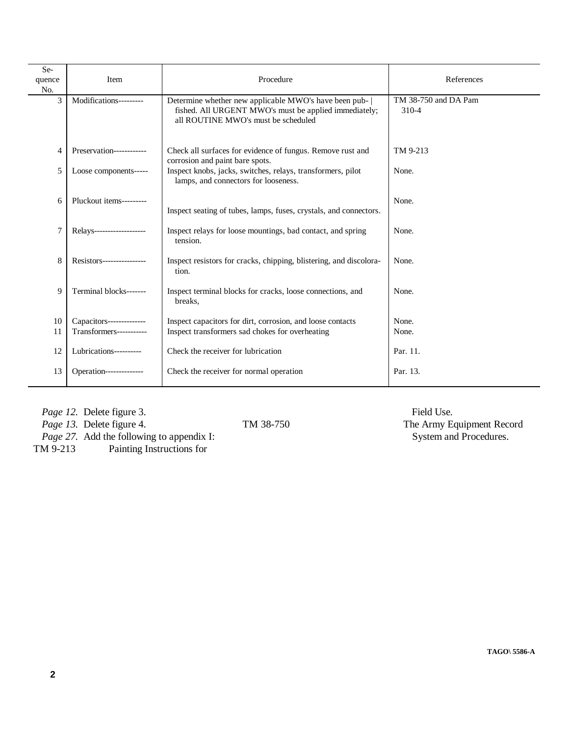| Sequence No. | Item | Procedure | References |
|---|---|---|---|
| 3 | Modifications--------- | Determine whether new applicable MWO's have been pub- \| fished. All URGENT MWO's must be applied immediately; all ROUTINE MWO's must be scheduled | TM 38-750 and DA Pam 310-4 |
| 4 | Preservation------------ | Check all surfaces for evidence of fungus. Remove rust and corrosion and paint bare spots. | TM 9-213 |
| 5 | Loose components----- | Inspect knobs, jacks, switches, relays, transformers, pilot lamps, and connectors for looseness. | None. |
| 6 | Pluckout items--------- | Inspect seating of tubes, lamps, fuses, crystals, and connectors. | None. |
| 7 | Relays------------------- | Inspect relays for loose mountings, bad contact, and spring tension. | None. |
| 8 | Resistors---------------- | Inspect resistors for cracks, chipping, blistering, and discoloration. | None. |
| 9 | Terminal blocks------- | Inspect terminal blocks for cracks, loose connections, and breaks, | None. |
| 10 | Capacitors-------------- | Inspect capacitors for dirt, corrosion, and loose contacts | None. |
| 11 | Transformers----------- | Inspect transformers sad chokes for overheating | None. |
| 12 | Lubrications---------- | Check the receiver for lubrication | Par. 11. |
| 13 | Operation-------------- | Check the receiver for normal operation | Par. 13. |

*Page 12.* Delete figure 3.

*Page 13.* Delete figure 4.

*Page 27.* Add the following to appendix I:

TM 9-213 Painting Instructions for Field Use.

TM 38-750 The Army Equipment Record System and Procedures.

TAGO\ 5586-A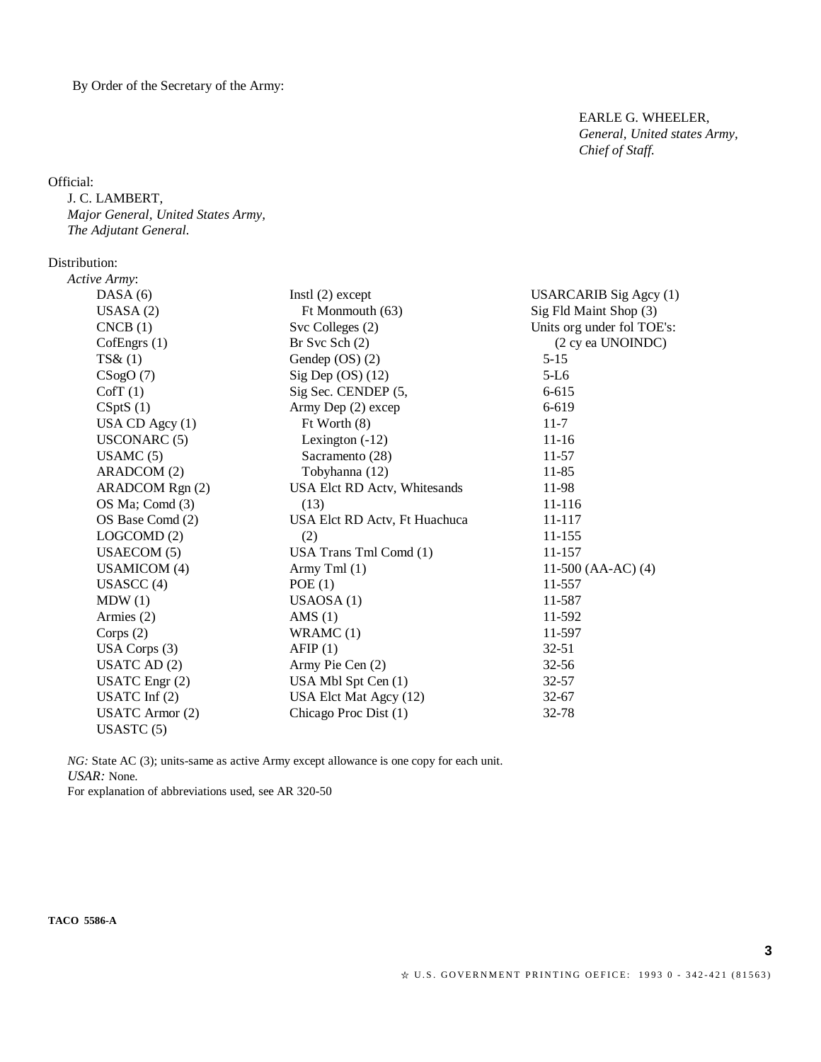By Order of the Secretary of the Army:

EARLE G. WHEELER,
*General, United states Army,*
*Chief of Staff.*

Official:
J. C. LAMBERT,
*Major General, United States Army,*
*The Adjutant General.*

Distribution:

*Active Army*:

DASA (6)
USASA (2)
CNCB (1)
CofEngrs (1)
TS& (1)
CSogO (7)
CofT (1)
CSptS (1)
USA CD Agcy (1)
USCONARC (5)
USAMC (5)
ARADCOM (2)
ARADCOM Rgn (2)
OS Ma; Comd (3)
OS Base Comd (2)
LOGCOMD (2)
USAECOM (5)
USAMICOM (4)
USASCC (4)
MDW (1)
Armies (2)
Corps (2)
USA Corps (3)
USATC AD (2)
USATC Engr (2)
USATC Inf (2)
USATC Armor (2)
USASTC (5)

Instl (2) except
Ft Monmouth (63)
Svc Colleges (2)
Br Svc Sch (2)
Gendep (OS) (2)
Sig Dep (OS) (12)
Sig Sec. CENDEP (5,
Army Dep (2) excep
Ft Worth (8)
Lexington (-12)
Sacramento (28)
Tobyhanna (12)
USA Elct RD Actv, Whitesands (13)
USA Elct RD Actv, Ft Huachuca (2)
USA Trans Tml Comd (1)
Army Tml (1)
POE (1)
USAOSA (1)
AMS (1)
WRAMC (1)
AFIP (1)
Army Pie Cen (2)
USA Mbl Spt Cen (1)
USA Elct Mat Agcy (12)
Chicago Proc Dist (1)

USARCARIB Sig Agcy (1)
Sig Fld Maint Shop (3)
Units org under fol TOE's:
(2 cy ea UNOINDC)
5-15
5-L6
6-615
6-619
11-7
11-16
11-57
11-85
11-98
11-116
11-117
11-155
11-157
11-500 (AA-AC) (4)
11-557
11-587
11-592
11-597
32-51
32-56
32-57
32-67
32-78

*NG:* State AC (3); units-same as active Army except allowance is one copy for each unit.
*USAR:* None.
For explanation of abbreviations used, see AR 320-50

**TACO 5586-A**

☆ U.S. GOVERNMENT PRINTING OEFICE: 1993 0 - 342-421 (81563)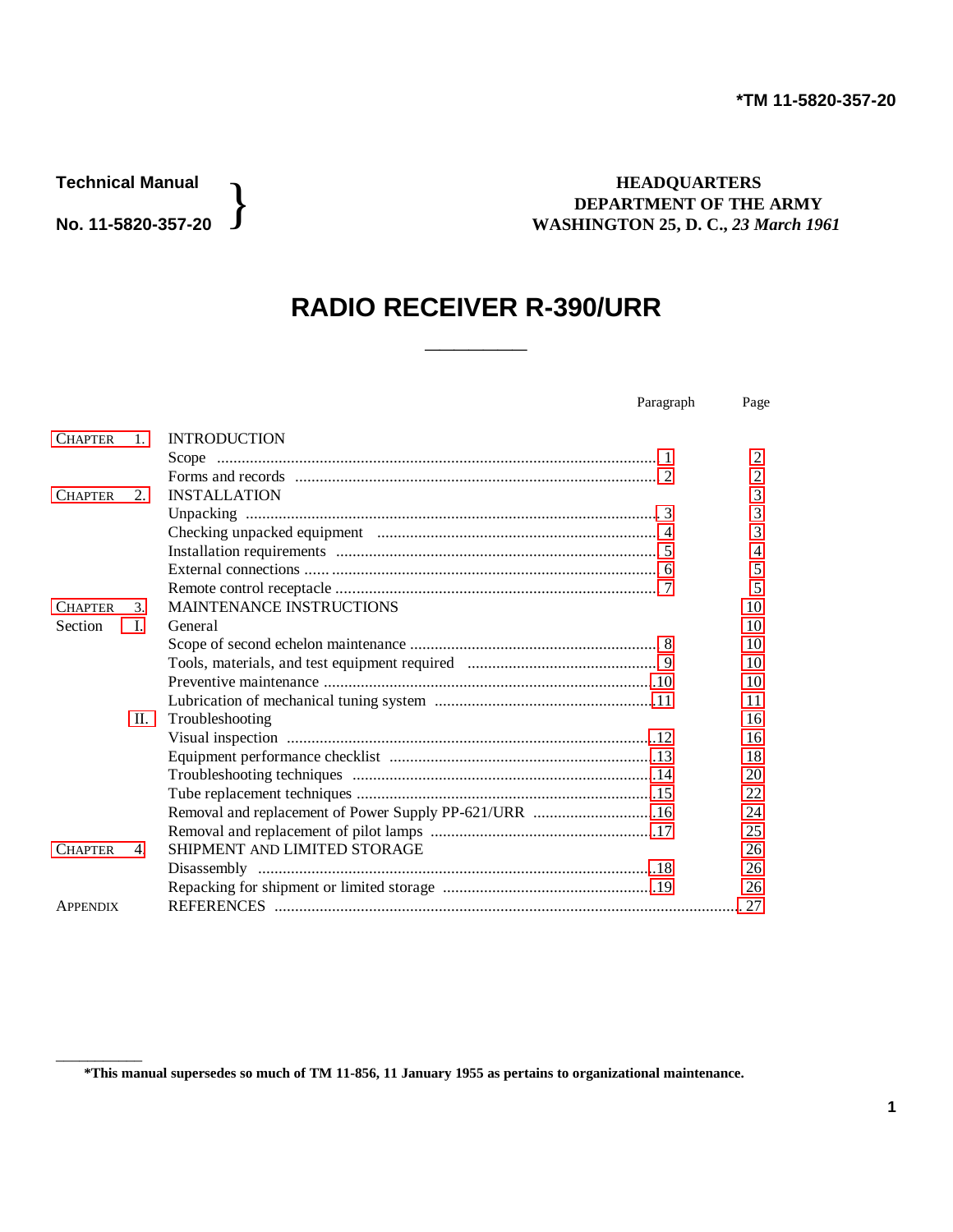*TM 11-5820-357-20

**Technical Manual**
**No. 11-5820-357-20**

**HEADQUARTERS**
**DEPARTMENT OF THE ARMY**
**WASHINGTON 25, D. C.,** ***23 March 1961***

# RADIO RECEIVER R-390/URR

| | | Paragraph | Page |
|---|---|---|---|
| CHAPTER 1. | INTRODUCTION | | |
| | Scope | 1 | 2 |
| | Forms and records | 2 | 2 |
| CHAPTER 2. | INSTALLATION | | 3 |
| | Unpacking | 3 | 3 |
| | Checking unpacked equipment | 4 | 3 |
| | Installation requirements | 5 | 4 |
| | External connections | 6 | 5 |
| | Remote control receptacle | 7 | 5 |
| CHAPTER 3. | MAINTENANCE INSTRUCTIONS | | 10 |
| Section I. | General | | 10 |
| | Scope of second echelon maintenance | 8 | 10 |
| | Tools, materials, and test equipment required | 9 | 10 |
| | Preventive maintenance | 10 | 10 |
| | Lubrication of mechanical tuning system | 11 | 11 |
| II. | Troubleshooting | | 16 |
| | Visual inspection | 12 | 16 |
| | Equipment performance checklist | 13 | 18 |
| | Troubleshooting techniques | 14 | 20 |
| | Tube replacement techniques | 15 | 22 |
| | Removal and replacement of Power Supply PP-621/URR | 16 | 24 |
| | Removal and replacement of pilot lamps | 17 | 25 |
| CHAPTER 4. | SHIPMENT AND LIMITED STORAGE | | 26 |
| | Disassembly | 18 | 26 |
| | Repacking for shipment or limited storage | 19 | 26 |
| APPENDIX | REFERENCES | | 27 |

**\*This manual supersedes so much of TM 11-856, 11 January 1955 as pertains to organizational maintenance.**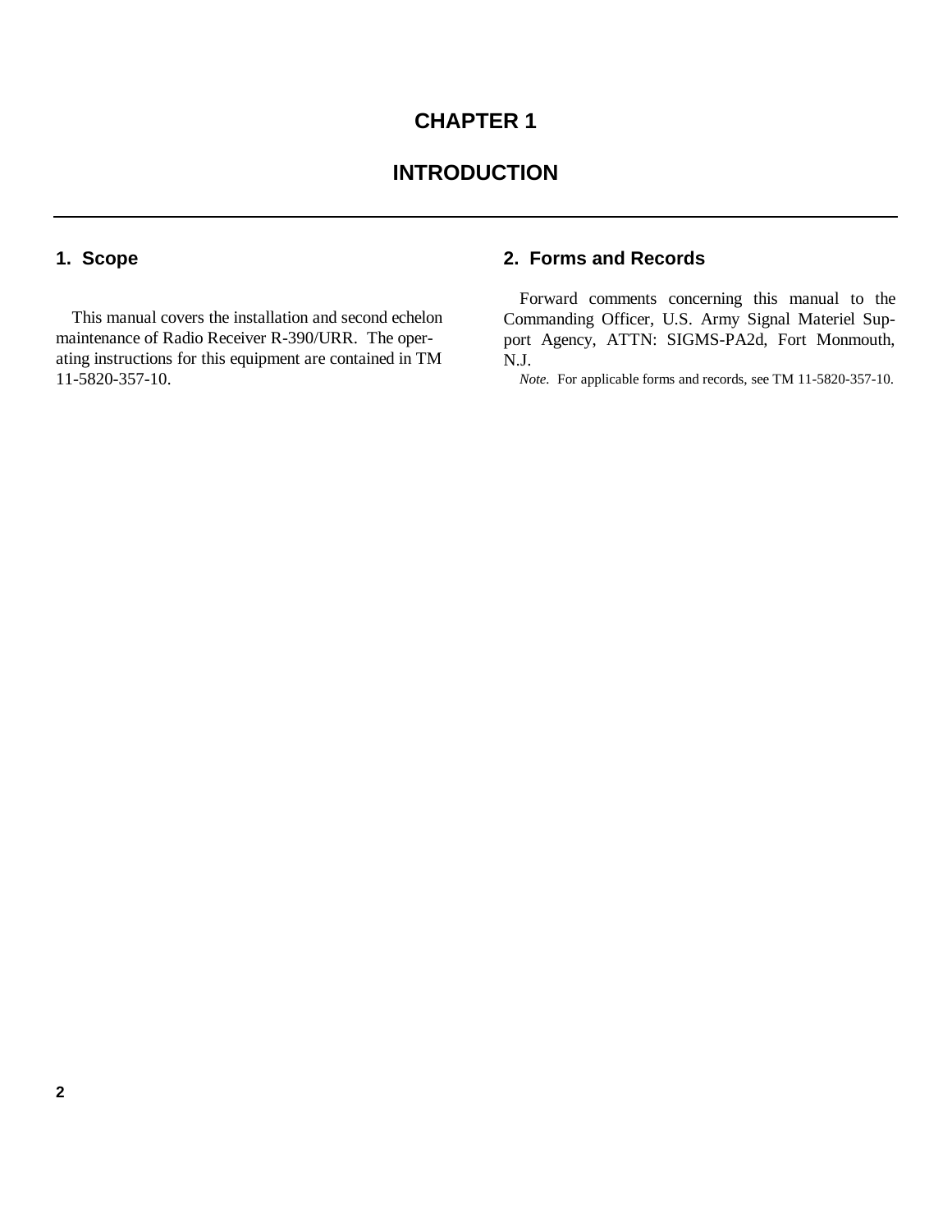# CHAPTER 1

# INTRODUCTION

## 1. Scope

This manual covers the installation and second echelon maintenance of Radio Receiver R-390/URR. The operating instructions for this equipment are contained in TM 11-5820-357-10.

## 2. Forms and Records

Forward comments concerning this manual to the Commanding Officer, U.S. Army Signal Materiel Support Agency, ATTN: SIGMS-PA2d, Fort Monmouth, N.J.

*Note.* For applicable forms and records, see TM 11-5820-357-10.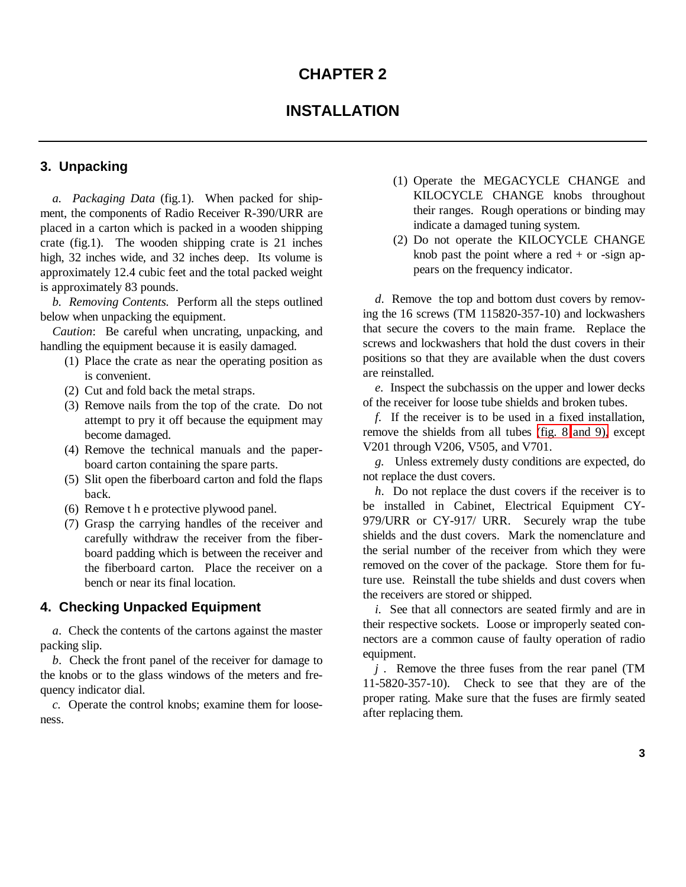# CHAPTER 2

# INSTALLATION

## 3. Unpacking

*a. Packaging Data* (fig.1). When packed for shipment, the components of Radio Receiver R-390/URR are placed in a carton which is packed in a wooden shipping crate (fig.1). The wooden shipping crate is 21 inches high, 32 inches wide, and 32 inches deep. Its volume is approximately 12.4 cubic feet and the total packed weight is approximately 83 pounds.

*b. Removing Contents.* Perform all the steps outlined below when unpacking the equipment.

*Caution*: Be careful when uncrating, unpacking, and handling the equipment because it is easily damaged.

(1) Place the crate as near the operating position as is convenient.

(2) Cut and fold back the metal straps.

(3) Remove nails from the top of the crate. Do not attempt to pry it off because the equipment may become damaged.

(4) Remove the technical manuals and the paperboard carton containing the spare parts.

(5) Slit open the fiberboard carton and fold the flaps back.

(6) Remove t h e protective plywood panel.

(7) Grasp the carrying handles of the receiver and carefully withdraw the receiver from the fiberboard padding which is between the receiver and the fiberboard carton. Place the receiver on a bench or near its final location.

## 4. Checking Unpacked Equipment

*a*. Check the contents of the cartons against the master packing slip.

*b*. Check the front panel of the receiver for damage to the knobs or to the glass windows of the meters and frequency indicator dial.

*c*. Operate the control knobs; examine them for looseness.

(1) Operate the MEGACYCLE CHANGE and KILOCYCLE CHANGE knobs throughout their ranges. Rough operations or binding may indicate a damaged tuning system.

(2) Do not operate the KILOCYCLE CHANGE knob past the point where a red + or -sign appears on the frequency indicator.

*d*. Remove the top and bottom dust covers by removing the 16 screws (TM 115820-357-10) and lockwashers that secure the covers to the main frame. Replace the screws and lockwashers that hold the dust covers in their positions so that they are available when the dust covers are reinstalled.

*e*. Inspect the subchassis on the upper and lower decks of the receiver for loose tube shields and broken tubes.

*f*. If the receiver is to be used in a fixed installation, remove the shields from all tubes (fig. 8 and 9), except V201 through V206, V505, and V701.

*g*. Unless extremely dusty conditions are expected, do not replace the dust covers.

*h*. Do not replace the dust covers if the receiver is to be installed in Cabinet, Electrical Equipment CY-979/URR or CY-917/ URR. Securely wrap the tube shields and the dust covers. Mark the nomenclature and the serial number of the receiver from which they were removed on the cover of the package. Store them for future use. Reinstall the tube shields and dust covers when the receivers are stored or shipped.

*i*. See that all connectors are seated firmly and are in their respective sockets. Loose or improperly seated connectors are a common cause of faulty operation of radio equipment.

*j* . Remove the three fuses from the rear panel (TM 11-5820-357-10). Check to see that they are of the proper rating. Make sure that the fuses are firmly seated after replacing them.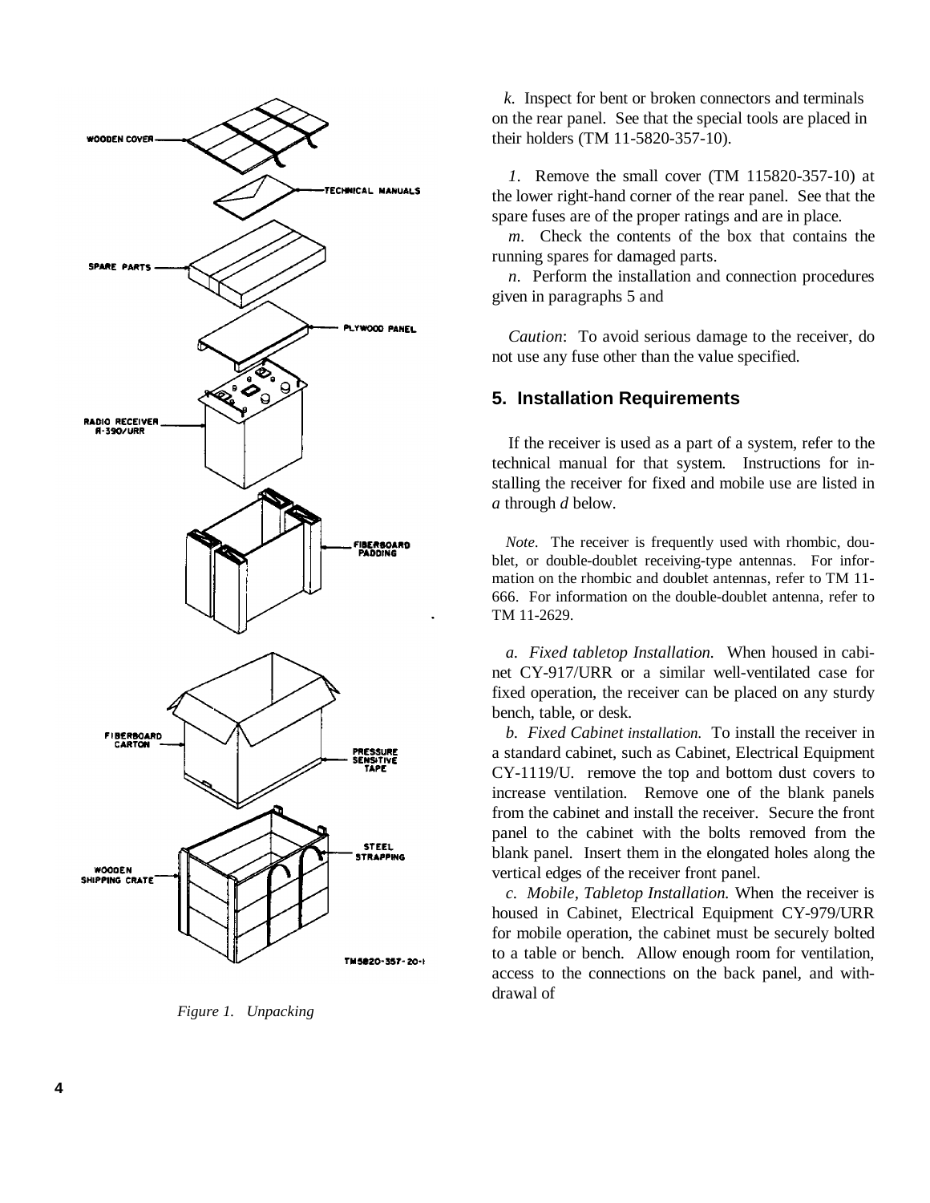WOODEN COVER

TECHNICAL MANUALS

SPARE PARTS

PLYWOOD PANEL

RADIO RECEIVER R-390/URR

FIBERBOARD PADDING

FIBERBOARD CARTON

PRESSURE SENSITIVE TAPE

STEEL STRAPPING

WOODEN SHIPPING CRATE

TM5820-357-20-1

*Figure 1. Unpacking*

*k*. Inspect for bent or broken connectors and terminals on the rear panel. See that the special tools are placed in their holders (TM 11-5820-357-10).

*1*. Remove the small cover (TM 115820-357-10) at the lower right-hand corner of the rear panel. See that the spare fuses are of the proper ratings and are in place.

*m*. Check the contents of the box that contains the running spares for damaged parts.

*n*. Perform the installation and connection procedures given in paragraphs 5 and

*Caution*: To avoid serious damage to the receiver, do not use any fuse other than the value specified.

## 5. Installation Requirements

If the receiver is used as a part of a system, refer to the technical manual for that system. Instructions for installing the receiver for fixed and mobile use are listed in *a* through *d* below.

*Note*. The receiver is frequently used with rhombic, doublet, or double-doublet receiving-type antennas. For information on the rhombic and doublet antennas, refer to TM 11-666. For information on the double-doublet antenna, refer to TM 11-2629.

*a. Fixed tabletop Installation.* When housed in cabinet CY-917/URR or a similar well-ventilated case for fixed operation, the receiver can be placed on any sturdy bench, table, or desk.

*b. Fixed Cabinet installation.* To install the receiver in a standard cabinet, such as Cabinet, Electrical Equipment CY-1119/U. remove the top and bottom dust covers to increase ventilation. Remove one of the blank panels from the cabinet and install the receiver. Secure the front panel to the cabinet with the bolts removed from the blank panel. Insert them in the elongated holes along the vertical edges of the receiver front panel.

*c. Mobile, Tabletop Installation.* When the receiver is housed in Cabinet, Electrical Equipment CY-979/URR for mobile operation, the cabinet must be securely bolted to a table or bench. Allow enough room for ventilation, access to the connections on the back panel, and withdrawal of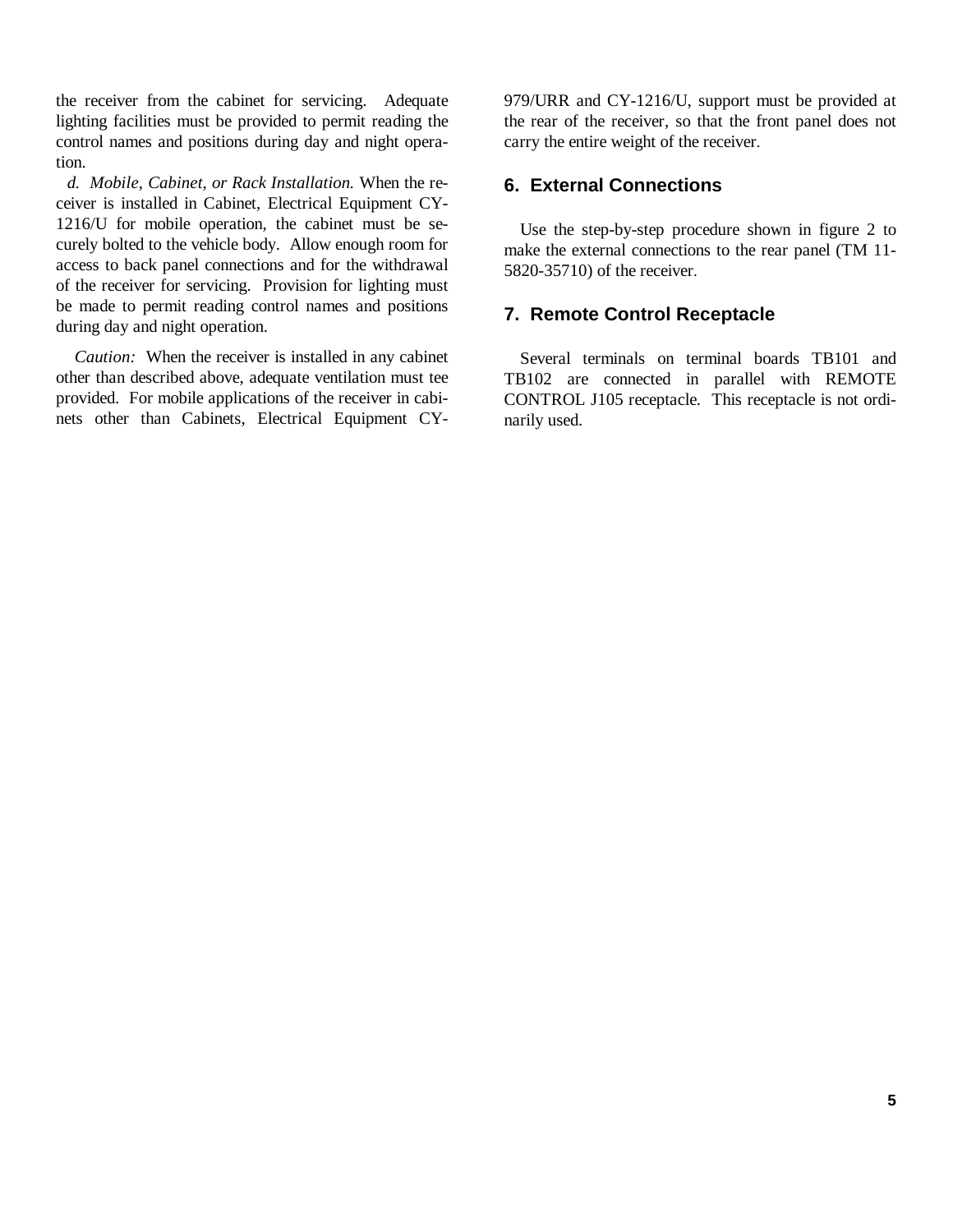the receiver from the cabinet for servicing. Adequate lighting facilities must be provided to permit reading the control names and positions during day and night operation.

*d. Mobile, Cabinet, or Rack Installation.* When the receiver is installed in Cabinet, Electrical Equipment CY-1216/U for mobile operation, the cabinet must be securely bolted to the vehicle body. Allow enough room for access to back panel connections and for the withdrawal of the receiver for servicing. Provision for lighting must be made to permit reading control names and positions during day and night operation.

*Caution:* When the receiver is installed in any cabinet other than described above, adequate ventilation must tee provided. For mobile applications of the receiver in cabinets other than Cabinets, Electrical Equipment CY-979/URR and CY-1216/U, support must be provided at the rear of the receiver, so that the front panel does not carry the entire weight of the receiver.

## 6. External Connections

Use the step-by-step procedure shown in figure 2 to make the external connections to the rear panel (TM 11-5820-35710) of the receiver.

## 7. Remote Control Receptacle

Several terminals on terminal boards TB101 and TB102 are connected in parallel with REMOTE CONTROL J105 receptacle. This receptacle is not ordinarily used.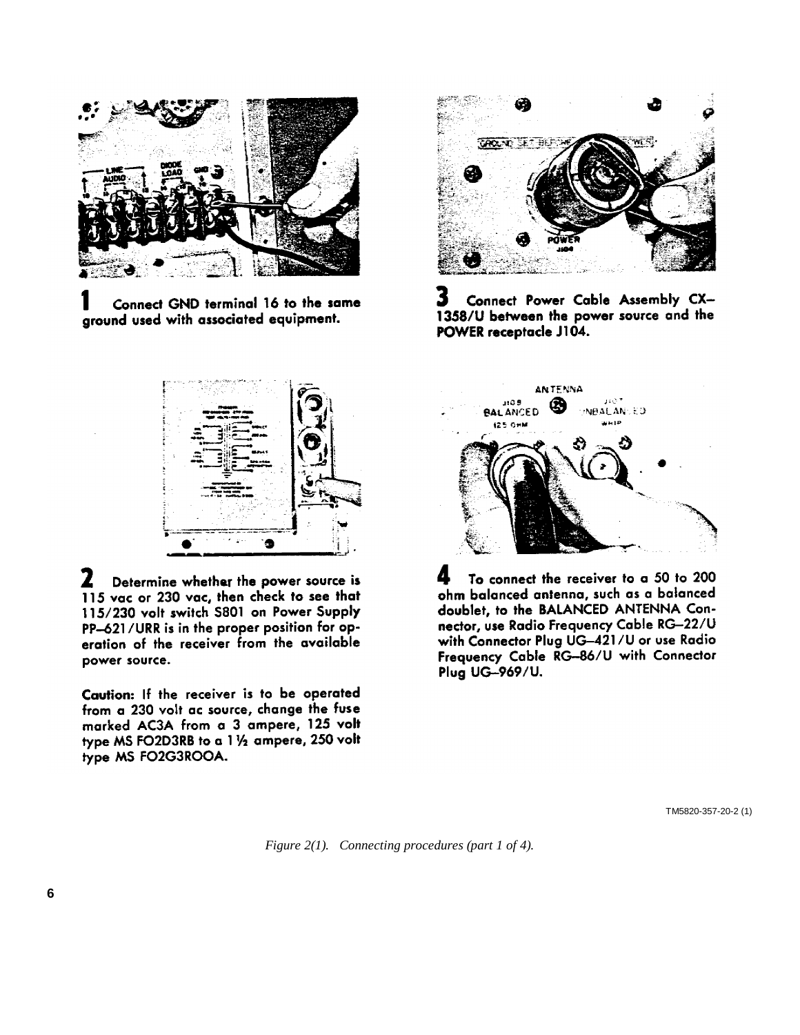**1** Connect GND terminal 16 to the same ground used with associated equipment.

**3** Connect Power Cable Assembly CX–1358/U between the power source and the POWER receptacle J104.

**2** Determine whether the power source is 115 vac or 230 vac, then check to see that 115/230 volt switch S801 on Power Supply PP–621/URR is in the proper position for operation of the receiver from the available power source.

**Caution:** If the receiver is to be operated from a 230 volt ac source, change the fuse marked AC3A from a 3 ampere, 125 volt type MS FO2D3RB to a 1½ ampere, 250 volt type MS FO2G3ROOA.

**4** To connect the receiver to a 50 to 200 ohm balanced antenna, such as a balanced doublet, to the BALANCED ANTENNA Connector, use Radio Frequency Cable RG–22/U with Connector Plug UG–421/U or use Radio Frequency Cable RG–86/U with Connector Plug UG–969/U.

TM5820-357-20-2 (1)

*Figure 2(1). Connecting procedures (part 1 of 4).*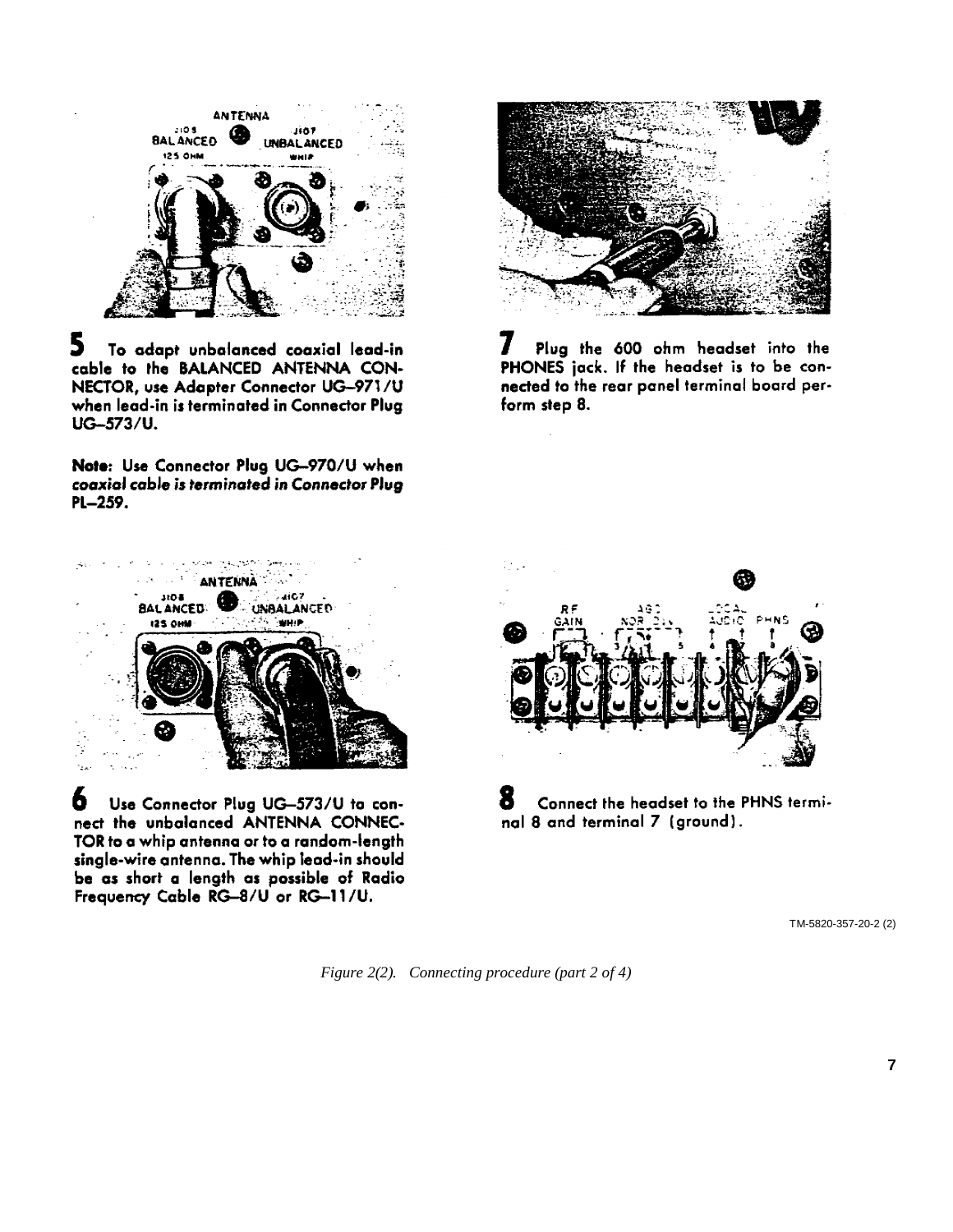**5** To adapt unbalanced coaxial lead-in cable to the BALANCED ANTENNA CONNECTOR, use Adapter Connector UG–971/U when lead-in is terminated in Connector Plug UG–573/U.

**Note:** Use Connector Plug UG–970/U when *coaxial cable is terminated in Connector Plug* PL–259.

**6** Use Connector Plug UG–573/U to connect the unbalanced ANTENNA CONNECTOR to a whip antenna or to a random-length single-wire antenna. The whip lead-in should be as short a length as possible of Radio Frequency Cable RG–8/U or RG–11/U.

**7** Plug the 600 ohm headset into the PHONES jack. If the headset is to be connected to the rear panel terminal board perform step 8.

**8** Connect the headset to the PHNS terminal 8 and terminal 7 (ground).

TM-5820-357-20-2 (2)

*Figure 2(2). Connecting procedure (part 2 of 4)*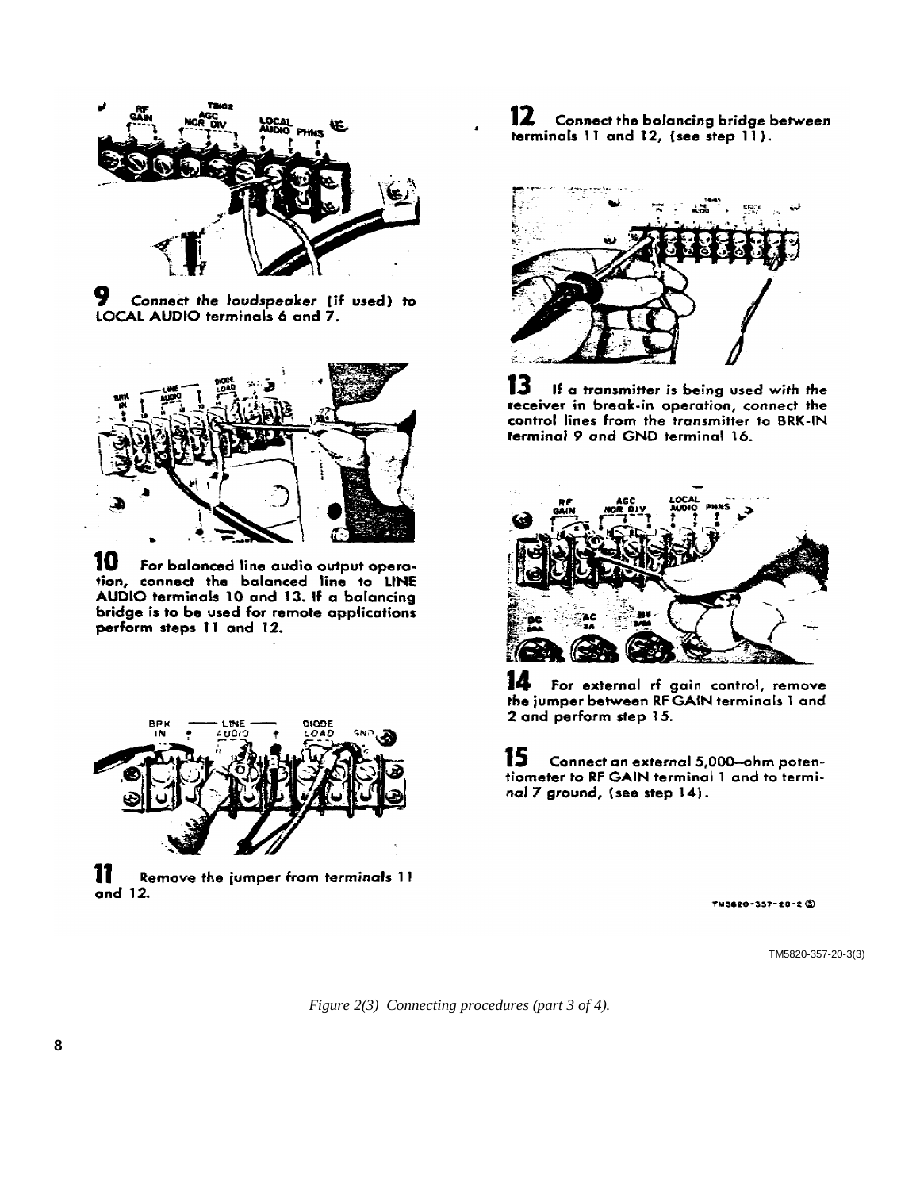**9** *Connect the loudspeaker (if used) to* LOCAL AUDIO terminals 6 and 7.

**10** For balanced line audio output operation, connect the balanced line to LINE AUDIO terminals 10 and 13. If a balancing bridge is to be used for remote applications perform steps 11 and 12.

**11** Remove the jumper from terminals 11 and 12.

**12** Connect the balancing bridge between terminals 11 and 12, (see step 11).

**13** If a transmitter is being used with the receiver in break-in operation, connect the control lines from the transmitter to BRK-IN terminal 9 and GND terminal 16.

**14** For external rf gain control, remove the jumper between RF GAIN terminals 1 and 2 and perform step 15.

**15** Connect an external 5,000–ohm potentiometer to RF GAIN terminal 1 and to terminal 7 ground, (see step 14).

TM5820-357-20-3(3)

*Figure 2(3) Connecting procedures (part 3 of 4).*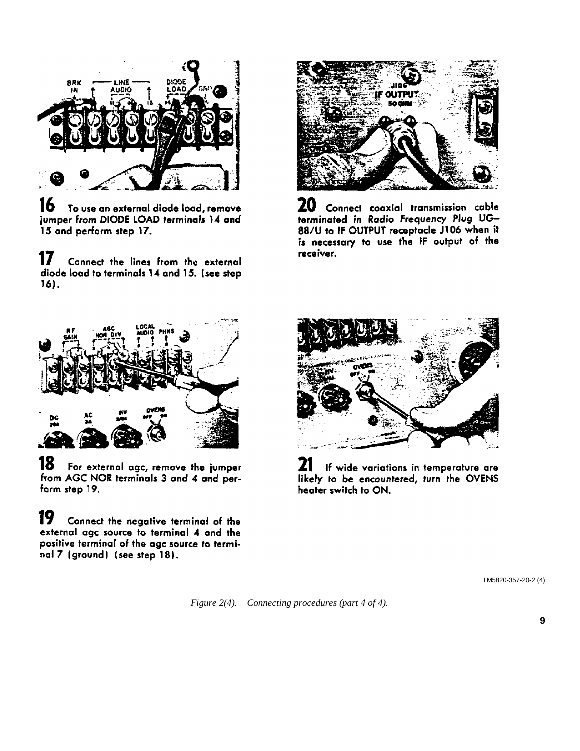**16** To use an external diode load, remove jumper from DIODE LOAD terminals 14 and 15 and perform step 17.

**17** Connect the lines from the external diode load to terminals 14 and 15. (see step 16).

**18** For external agc, remove the jumper from AGC NOR terminals 3 and 4 and perform step 19.

**19** Connect the negative terminal of the external agc source to terminal 4 and the positive terminal of the agc source to terminal 7 (ground) (see step 18).

**20** Connect coaxial transmission cable terminated in Radio Frequency Plug UG-88/U to IF OUTPUT receptacle J106 when it is necessary to use the IF output of the receiver.

**21** If wide variations in temperature are likely to be encountered, turn the OVENS heater switch to ON.

TM5820-357-20-2 (4)

*Figure 2(4). Connecting procedures (part 4 of 4).*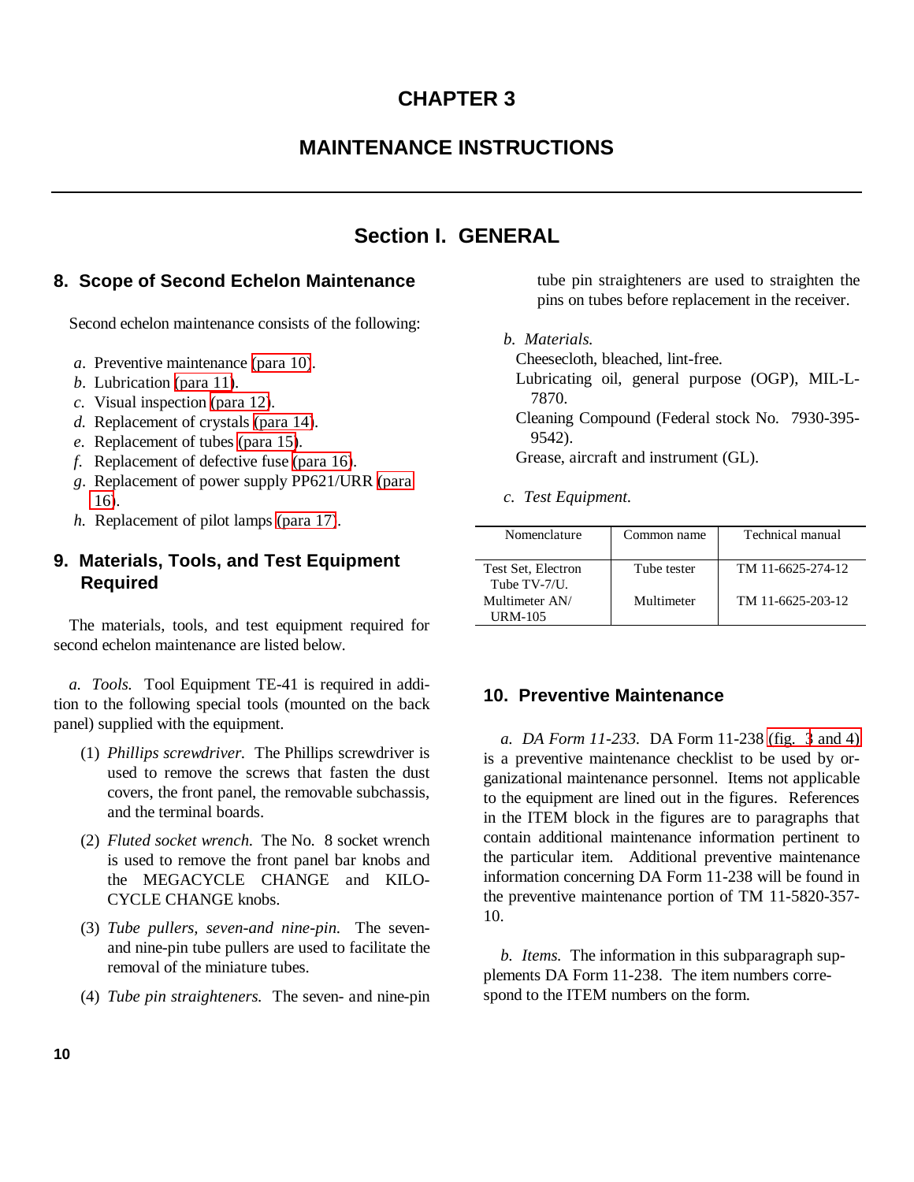# CHAPTER 3

# MAINTENANCE INSTRUCTIONS

## Section I. GENERAL

### 8. Scope of Second Echelon Maintenance

Second echelon maintenance consists of the following:

*a*. Preventive maintenance (para 10).
*b*. Lubrication (para 11).
*c*. Visual inspection (para 12).
*d*. Replacement of crystals (para 14).
*e*. Replacement of tubes (para 15).
*f*. Replacement of defective fuse (para 16).
*g*. Replacement of power supply PP621/URR (para 16).
*h*. Replacement of pilot lamps (para 17).

### 9. Materials, Tools, and Test Equipment Required

The materials, tools, and test equipment required for second echelon maintenance are listed below.

*a. Tools.* Tool Equipment TE-41 is required in addition to the following special tools (mounted on the back panel) supplied with the equipment.

(1) *Phillips screwdriver.* The Phillips screwdriver is used to remove the screws that fasten the dust covers, the front panel, the removable subchassis, and the terminal boards.

(2) *Fluted socket wrench.* The No. 8 socket wrench is used to remove the front panel bar knobs and the MEGACYCLE CHANGE and KILOCYCLE CHANGE knobs.

(3) *Tube pullers, seven-and nine-pin.* The seven- and nine-pin tube pullers are used to facilitate the removal of the miniature tubes.

(4) *Tube pin straighteners.* The seven- and nine-pin tube pin straighteners are used to straighten the pins on tubes before replacement in the receiver.

*b. Materials.*
Cheesecloth, bleached, lint-free.
Lubricating oil, general purpose (OGP), MIL-L-7870.
Cleaning Compound (Federal stock No. 7930-395-9542).
Grease, aircraft and instrument (GL).

*c. Test Equipment.*

| Nomenclature | Common name | Technical manual |
|---|---|---|
| Test Set, Electron Tube TV-7/U. | Tube tester | TM 11-6625-274-12 |
| Multimeter AN/URM-105 | Multimeter | TM 11-6625-203-12 |

### 10. Preventive Maintenance

*a. DA Form 11-233.* DA Form 11-238 (fig. 3 and 4) is a preventive maintenance checklist to be used by organizational maintenance personnel. Items not applicable to the equipment are lined out in the figures. References in the ITEM block in the figures are to paragraphs that contain additional maintenance information pertinent to the particular item. Additional preventive maintenance information concerning DA Form 11-238 will be found in the preventive maintenance portion of TM 11-5820-357-10.

*b. Items.* The information in this subparagraph supplements DA Form 11-238. The item numbers correspond to the ITEM numbers on the form.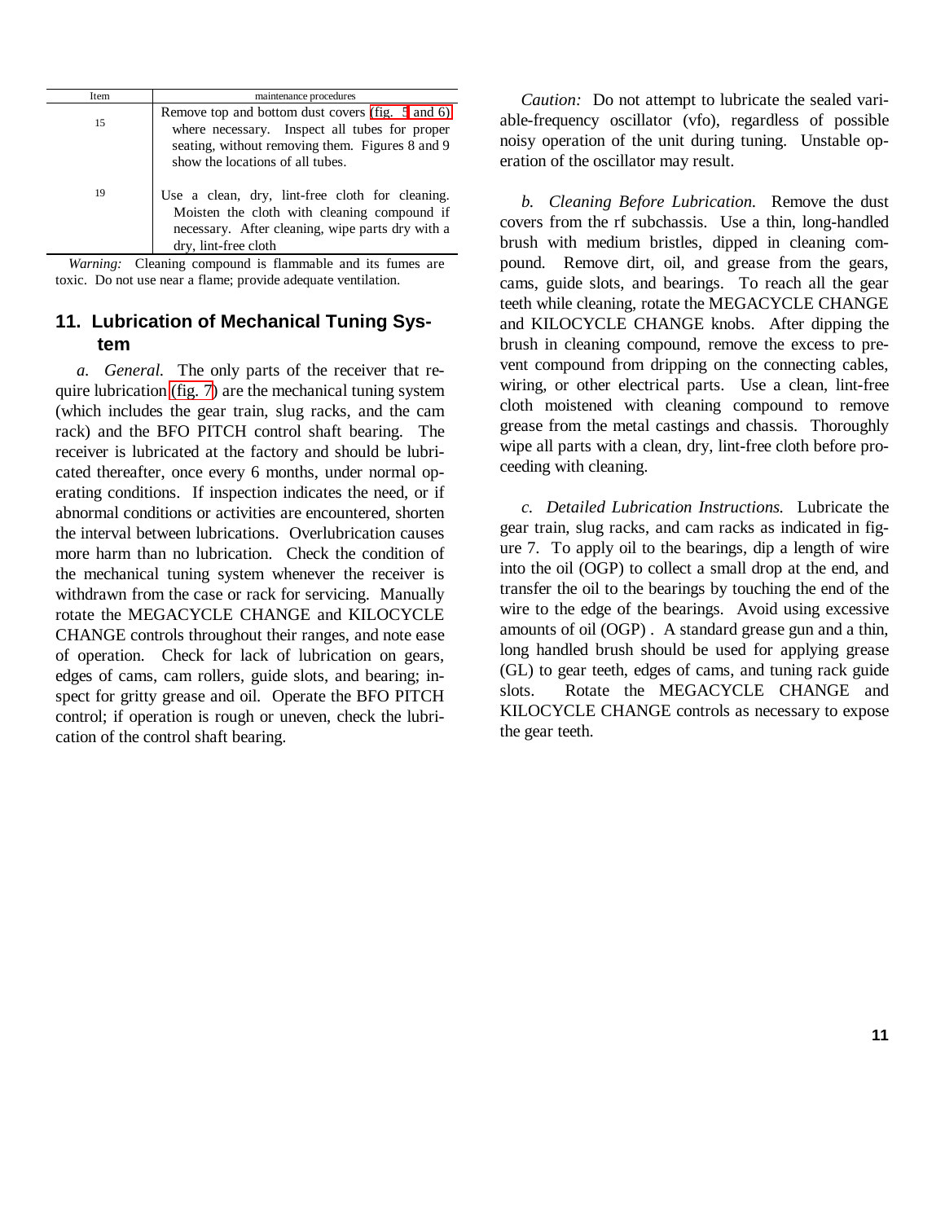| Item | maintenance procedures |
|---|---|
| 15 | Remove top and bottom dust covers (fig. 5 and 6) where necessary. Inspect all tubes for proper seating, without removing them. Figures 8 and 9 show the locations of all tubes. |
| 19 | Use a clean, dry, lint-free cloth for cleaning. Moisten the cloth with cleaning compound if necessary. After cleaning, wipe parts dry with a dry, lint-free cloth |

*Warning:* Cleaning compound is flammable and its fumes are toxic. Do not use near a flame; provide adequate ventilation.

## 11. Lubrication of Mechanical Tuning System

*a. General.* The only parts of the receiver that require lubrication (fig. 7) are the mechanical tuning system (which includes the gear train, slug racks, and the cam rack) and the BFO PITCH control shaft bearing. The receiver is lubricated at the factory and should be lubricated thereafter, once every 6 months, under normal operating conditions. If inspection indicates the need, or if abnormal conditions or activities are encountered, shorten the interval between lubrications. Overlubrication causes more harm than no lubrication. Check the condition of the mechanical tuning system whenever the receiver is withdrawn from the case or rack for servicing. Manually rotate the MEGACYCLE CHANGE and KILOCYCLE CHANGE controls throughout their ranges, and note ease of operation. Check for lack of lubrication on gears, edges of cams, cam rollers, guide slots, and bearing; inspect for gritty grease and oil. Operate the BFO PITCH control; if operation is rough or uneven, check the lubrication of the control shaft bearing.

*Caution:* Do not attempt to lubricate the sealed variable-frequency oscillator (vfo), regardless of possible noisy operation of the unit during tuning. Unstable operation of the oscillator may result.

*b. Cleaning Before Lubrication.* Remove the dust covers from the rf subchassis. Use a thin, long-handled brush with medium bristles, dipped in cleaning compound. Remove dirt, oil, and grease from the gears, cams, guide slots, and bearings. To reach all the gear teeth while cleaning, rotate the MEGACYCLE CHANGE and KILOCYCLE CHANGE knobs. After dipping the brush in cleaning compound, remove the excess to prevent compound from dripping on the connecting cables, wiring, or other electrical parts. Use a clean, lint-free cloth moistened with cleaning compound to remove grease from the metal castings and chassis. Thoroughly wipe all parts with a clean, dry, lint-free cloth before proceeding with cleaning.

*c. Detailed Lubrication Instructions.* Lubricate the gear train, slug racks, and cam racks as indicated in figure 7. To apply oil to the bearings, dip a length of wire into the oil (OGP) to collect a small drop at the end, and transfer the oil to the bearings by touching the end of the wire to the edge of the bearings. Avoid using excessive amounts of oil (OGP) . A standard grease gun and a thin, long handled brush should be used for applying grease (GL) to gear teeth, edges of cams, and tuning rack guide slots. Rotate the MEGACYCLE CHANGE and KILOCYCLE CHANGE controls as necessary to expose the gear teeth.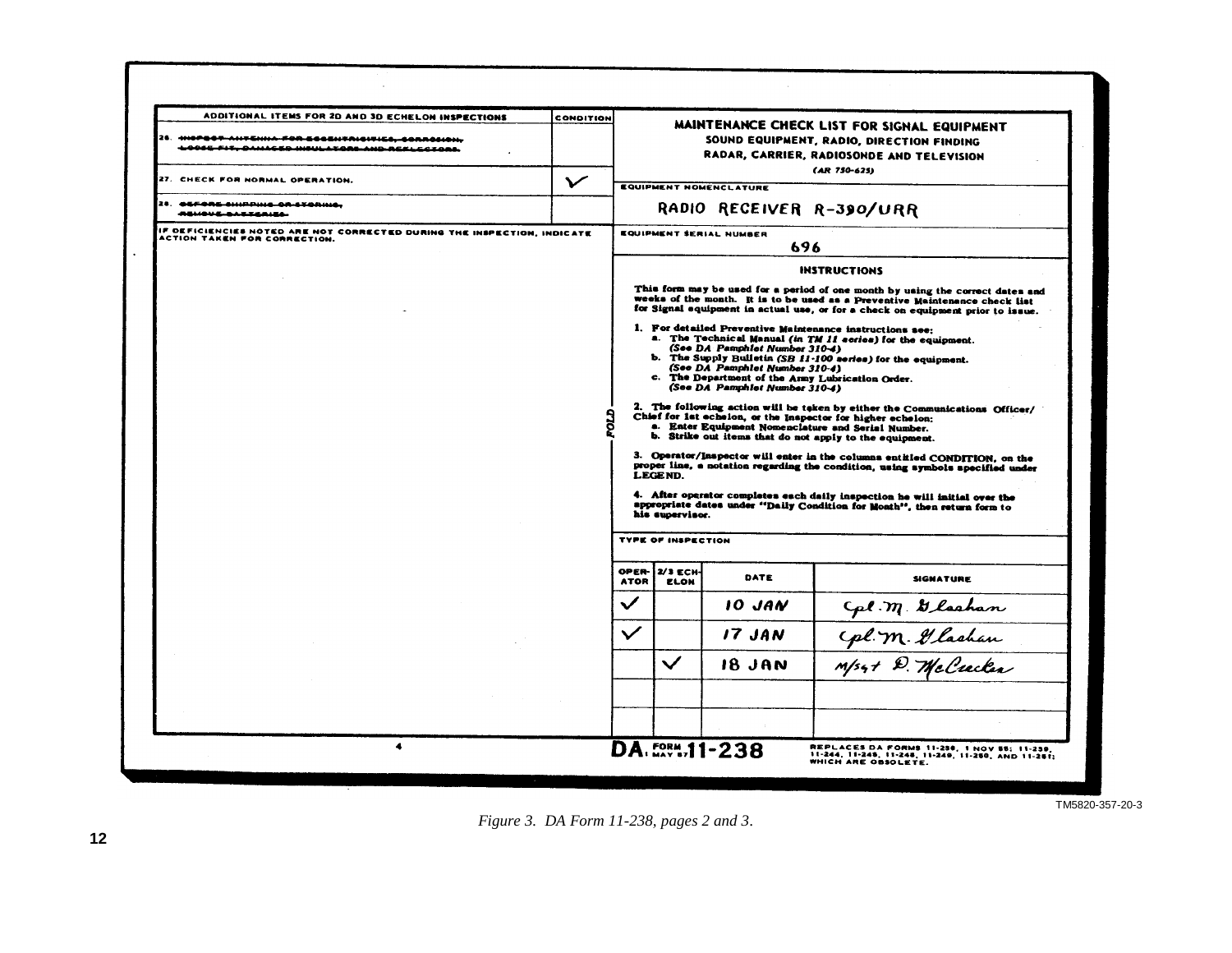| ADDITIONAL ITEMS FOR 2D AND 3D ECHELON INSPECTIONS | CONDITION |
|---|---|
| 26. ~~INSPECT ANTENNA FOR ECCENTRICITIES, CORROSION, LOOSE FIT, DAMAGED INSULATORS AND REFLECTORS.~~ | |
| 27. CHECK FOR NORMAL OPERATION. | ✓ |
| 28. ~~BEFORE SHIPPING OR STORING, REMOVE BATTERIES.~~ | |

IF DEFICIENCIES NOTED ARE NOT CORRECTED DURING THE INSPECTION, INDICATE ACTION TAKEN FOR CORRECTION.

4

## MAINTENANCE CHECK LIST FOR SIGNAL EQUIPMENT

SOUND EQUIPMENT, RADIO, DIRECTION FINDING
RADAR, CARRIER, RADIOSONDE AND TELEVISION
*(AR 750-625)*

EQUIPMENT NOMENCLATURE: RADIO RECEIVER R-390/URR

EQUIPMENT SERIAL NUMBER: 696

### INSTRUCTIONS

This form may be used for a period of one month by using the correct dates and weeks of the month. It is to be used as a Preventive Maintenance check list for Signal equipment in actual use, or for a check on equipment prior to issue.

1. For detailed Preventive Maintenance instructions see:
   a. The Technical Manual *(in TM 11 series)* for the equipment. *(See DA Pamphlet Number 310-4)*
   b. The Supply Bulletin *(SB 11-100 series)* for the equipment. *(See DA Pamphlet Number 310-4)*
   c. The Department of the Army Lubrication Order. *(See DA Pamphlet Number 310-4)*

2. The following action will be taken by either the Communications Officer/Chief for 1st echelon, or the Inspector for higher echelon:
   a. Enter Equipment Nomenclature and Serial Number.
   b. Strike out items that do not apply to the equipment.

3. Operator/Inspector will enter in the columns entitled CONDITION, on the proper line, a notation regarding the condition, using symbols specified under LEGEND.

4. After operator completes each daily inspection he will initial over the appropriate dates under "Daily Condition for Month", then return form to his supervisor.

FOLD

TYPE OF INSPECTION

| OPERATOR | 2/3 ECHELON | DATE | SIGNATURE |
|---|---|---|---|
| ✓ | | 10 JAN | Cpl. M. Glashan |
| ✓ | | 17 JAN | Cpl. M. Glashan |
| | ✓ | 18 JAN | M/Sgt D. McCracken |
| | | | |
| | | | |

DA FORM 1 MAY 57 11-238 REPLACES DA FORMS 11-238, 1 NOV 55; 11-239, 11-244, 11-245, 11-248, 11-249, 11-250, AND 11-251; WHICH ARE OBSOLETE.

TM5820-357-20-3

*Figure 3. DA Form 11-238, pages 2 and 3.*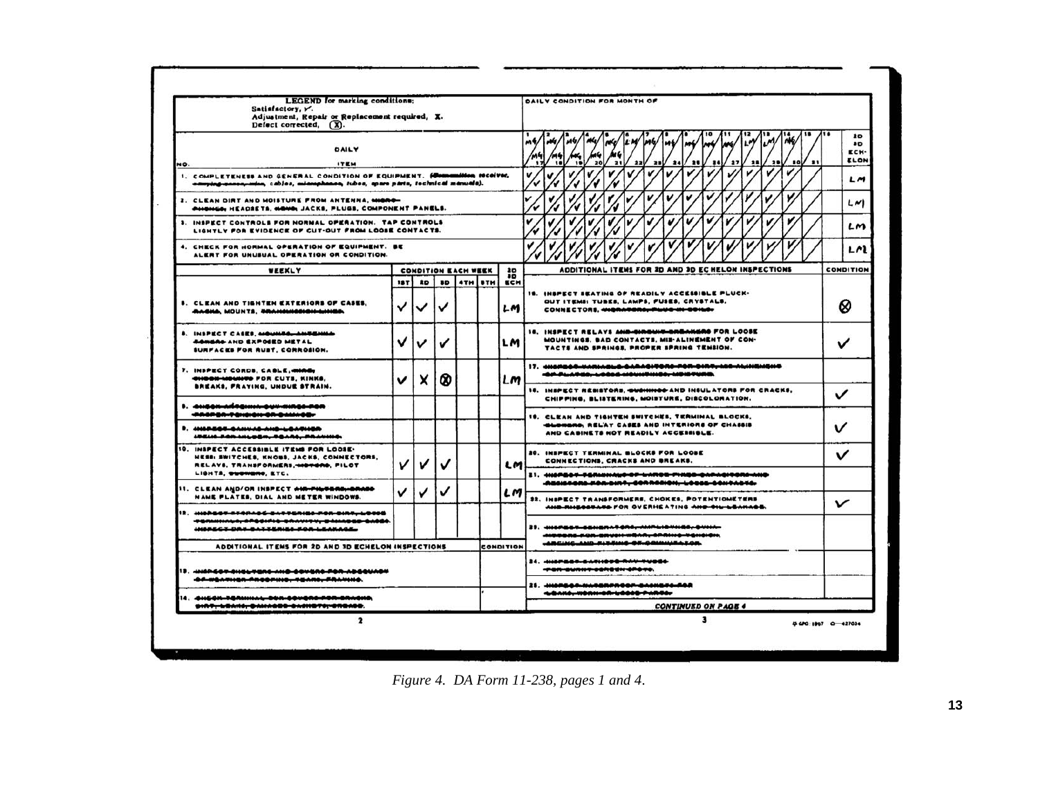LEGEND for marking conditions:
Satisfactory, ✓.
Adjustment, Repair or Replacement required, X.
Defect corrected, ⊗.

DAILY CONDITION FOR MONTH OF

| NO. | DAILY ITEM | 1 | 2 | 3 | 4 | 5 | 6 | 7 | 8 | 9 | 10 | 11 | 12 | 13 | 14 | 15 | 16 | 2D 3D ECH-ELON |
|---|---|---|---|---|---|---|---|---|---|---|---|---|---|---|---|---|---|---|
| 1. | COMPLETENESS AND GENERAL CONDITION OF EQUIPMENT. ~~(Transmitter, receiver, sampling cases, mine,~~ cables, ~~microphones,~~ tubes, spare parts, technical manuals). | ✓ ✓ | ✓ ✓ | ✓ ✓ | ✓ ✓ | ✓ ✓ | ✓ | ✓ | ✓ | ✓ | ✓ | ✓ | ✓ | ✓ | ✓ | | | LM |
| 2. | CLEAN DIRT AND MOISTURE FROM ANTENNA, ~~MICRO-PHONES,~~ HEADSETS, ~~KEYS,~~ JACKS, PLUGS, COMPONENT PANELS. | ✓ ✓ | ✓ ✓ | ✓ ✓ | ✓ ✓ | ✓ ✓ | ✓ | ✓ | ✓ | ✓ | ✓ | ✓ | ✓ | ✓ | ✓ | | | LM |
| 3. | INSPECT CONTROLS FOR NORMAL OPERATION. TAP CONTROLS LIGHTLY FOR EVIDENCE OF CUT-OUT FROM LOOSE CONTACTS. | ✓ ✓ | ✓ ✓ | ✓ ✓ | ✓ ✓ | ✓ ✓ | ✓ | ✓ | ✓ | ✓ | ✓ | ✓ | ✓ | ✓ | ✓ | | | LM |
| 4. | CHECK FOR NORMAL OPERATION OF EQUIPMENT. BE ALERT FOR UNUSUAL OPERATION OR CONDITION. | ✓ ✓ | ✓ ✓ | ✓ ✓ | ✓ ✓ | ✓ ✓ | ✓ | ✓ | ✓ | ✓ | ✓ | ✓ | ✓ | ✓ | ✓ | | | LM |

Operator initials (days 1–31): MG, MG, MG, MG, MG, LM, MG, MG, MG, MG, MG, LM, LM, MG; MG, MG, MG, MG

| WEEKLY | 1ST | 2D | 3D | 4TH | 5TH | 2D 3D ECH |
|---|---|---|---|---|---|---|
| 5. CLEAN AND TIGHTEN EXTERIORS OF CASES, ~~RACKS,~~ MOUNTS, ~~TRANSMISSION LINES.~~ | ✓ | ✓ | ✓ | | | LM |
| 6. INSPECT CASES, ~~MOUNTS, ANTENNAS, TOWERS~~ AND EXPOSED METAL SURFACES FOR RUST, CORROSION. | ✓ | ✓ | ✓ | | | LM |
| 7. INSPECT CORDS, CABLE, ~~WIRE, SHOCK MOUNTS~~ FOR CUTS, KINKS, BREAKS, FRAYING, UNDUE STRAIN. | ✓ | X | ⊗ | | | LM |
| 8. ~~CHECK ANTENNA GUY WIRES FOR PROPER TENSION OR DAMAGE.~~ | | | | | | |
| 9. ~~INSPECT CANVAS AND LEATHER ITEMS FOR MILDEW, TEARS, FRAYING.~~ | | | | | | |
| 10. INSPECT ACCESSIBLE ITEMS FOR LOOSE-NESS: SWITCHES, KNOBS, JACKS, CONNECTORS, RELAYS, TRANSFORMERS, ~~MOTORS,~~ PILOT LIGHTS, ~~BUSHINGS,~~ ETC. | ✓ | ✓ | ✓ | | | LM |
| 11. CLEAN AND/OR INSPECT ~~AIR FILTERS, BRASS~~ NAME PLATES, DIAL AND METER WINDOWS. | ✓ | ✓ | ✓ | | | LM |
| 12. ~~INSPECT STORAGE BATTERIES FOR DIRT, LOOSE TERMINALS, SPECIFIC GRAVITY, DAMAGED CASES. INSPECT DRY BATTERIES FOR LEAKAGE.~~ | | | | | | |

| ADDITIONAL ITEMS FOR 2D AND 3D ECHELON INSPECTIONS | CONDITION |
|---|---|
| 13. ~~INSPECT SHELTERS AND COVERS FOR ADEQUACY OF WEATHER-PROOFING, TEARS, FRAYING.~~ | |
| 14. ~~CHECK TERMINAL BOX COVERS FOR CRACKS, DIRT, LEAKS, DAMAGED GASKETS, GREASE.~~ | |

| ADDITIONAL ITEMS FOR 2D AND 3D ECHELON INSPECTIONS | CONDITION |
|---|---|
| 15. INSPECT SEATING OF READILY ACCESSIBLE PLUCK-OUT ITEMS: TUBES, LAMPS, FUSES, CRYSTALS, CONNECTORS, ~~VIBRATORS, PLUG-IN COILS.~~ | ⊗ |
| 16. INSPECT RELAYS ~~AND CIRCUIT BREAKERS~~ FOR LOOSE MOUNTINGS, BAD CONTACTS, MIS-ALINEMENT OF CONTACTS AND SPRINGS, PROPER SPRING TENSION. | ✓ |
| 17. ~~INSPECT VARIABLE CAPACITORS FOR DIRT, MIS-ALINEMENT OF PLATES, LOOSE MOUNTINGS, MOISTURE.~~ | |
| 18. INSPECT RESISTORS, ~~BUSHINGS~~ AND INSULATORS FOR CRACKS, CHIPPING, BLISTERING, MOISTURE, DISCOLORATION. | ✓ |
| 19. CLEAN AND TIGHTEN SWITCHES, TERMINAL BLOCKS, ~~BLOWERS,~~ RELAY CASES AND INTERIORS OF CHASSIS AND CABINETS NOT READILY ACCESSIBLE. | ✓ |
| 20. INSPECT TERMINAL BLOCKS FOR LOOSE CONNECTIONS, CRACKS AND BREAKS. | ✓ |
| 21. ~~INSPECT TERMINALS OF LARGE FIXED CAPACITORS AND RESISTORS FOR DIRT, CORROSION, LOOSE CONTACTS.~~ | |
| 22. INSPECT TRANSFORMERS, CHOKES, POTENTIOMETERS ~~AND RHEOSTATS~~ FOR OVERHEATING ~~AND OIL LEAKAGE.~~ | ✓ |
| 23. ~~INSPECT GENERATORS, AMPLIDYNES, DYNA-MOTORS FOR BRUSH WEAR, SPRING TENSION, ARCING AND PITTING OF COMMUTATOR.~~ | |
| 24. ~~INSPECT CATHODE RAY TUBES FOR BURNT SCREEN SPOTS.~~ | |
| 25. ~~INSPECT WATERPROOF GASKETS FOR LEAKS, WORN OR LOOSE PARTS.~~ | |

*CONTINUED ON PAGE 4*

☆ GPO: 1957 O—427034

*Figure 4. DA Form 11-238, pages 1 and 4.*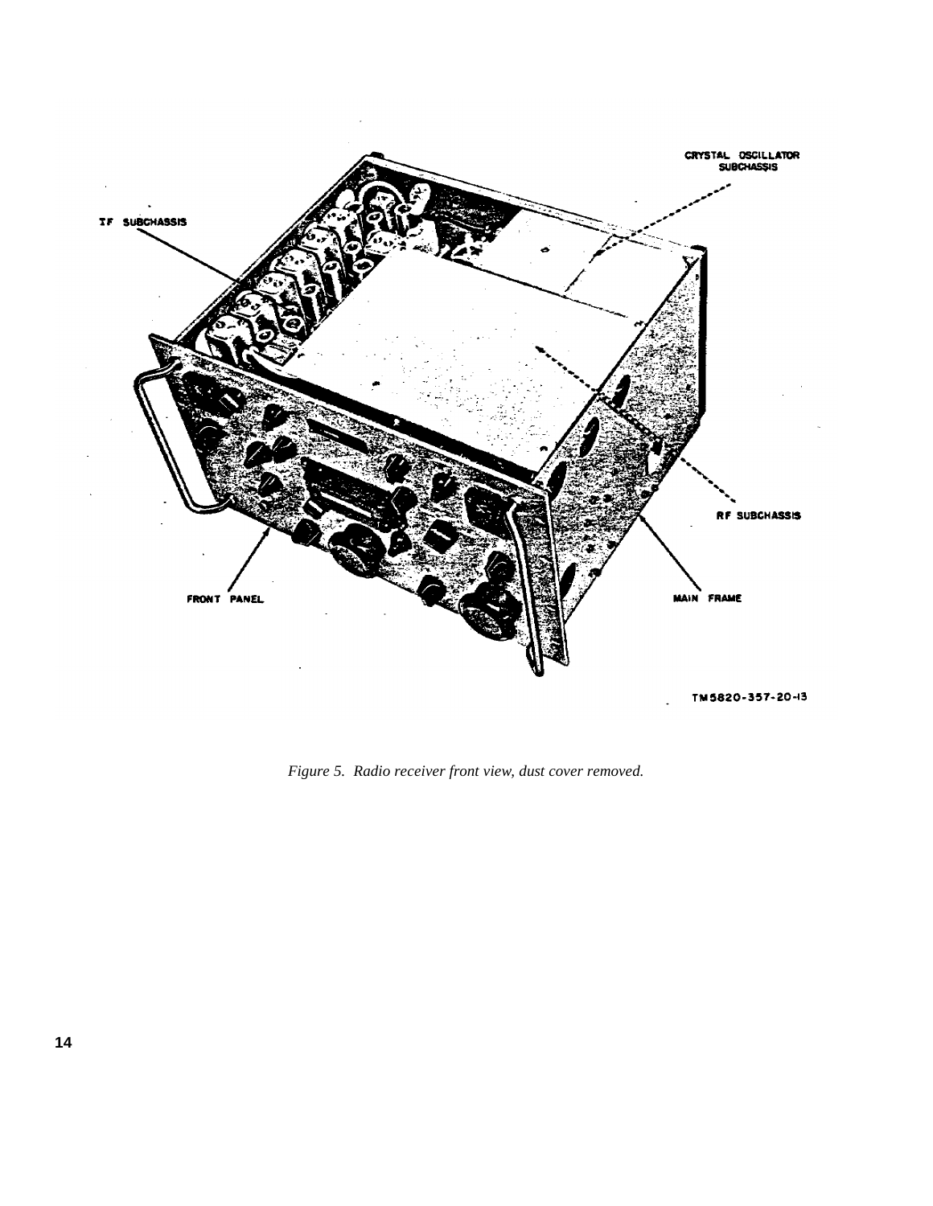*Figure 5. Radio receiver front view, dust cover removed.*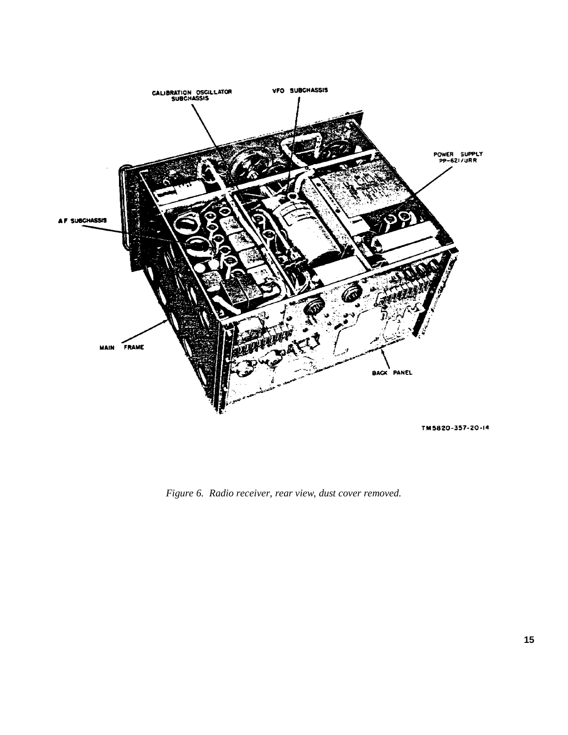*Figure 6. Radio receiver, rear view, dust cover removed.*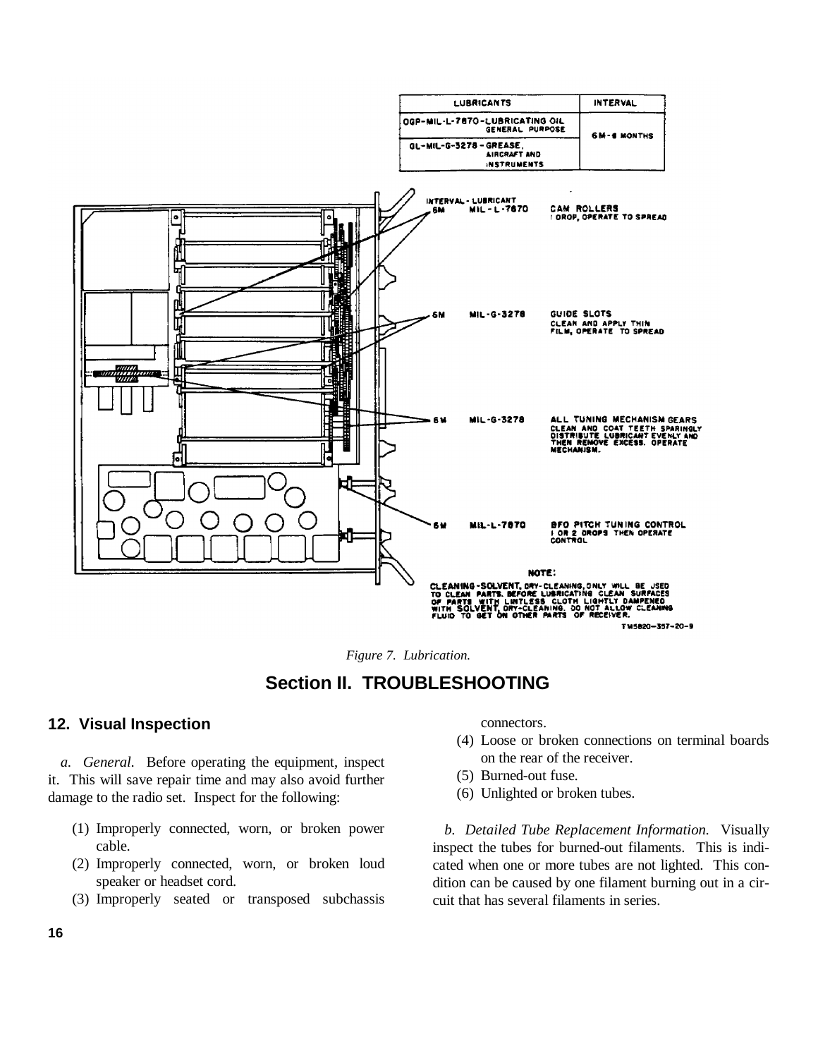| LUBRICANTS | INTERVAL |
|---|---|
| OGP-MIL-L-7870-LUBRICATING OIL GENERAL PURPOSE | 6M-6 MONTHS |
| GL-MIL-G-3278-GREASE, AIRCRAFT AND INSTRUMENTS | |

INTERVAL - LUBRICANT

6M MIL-L-7870 CAM ROLLERS
1 DROP, OPERATE TO SPREAD

6M MIL-G-3278 GUIDE SLOTS
CLEAN AND APPLY THIN FILM, OPERATE TO SPREAD

6M MIL-G-3278 ALL TUNING MECHANISM GEARS
CLEAN AND COAT TEETH SPARINGLY DISTRIBUTE LUBRICANT EVENLY AND THEN REMOVE EXCESS. OPERATE MECHANISM.

6M MIL-L-7870 BFO PITCH TUNING CONTROL
1 OR 2 DROPS THEN OPERATE CONTROL

NOTE:
CLEANING-SOLVENT, DRY-CLEANING, ONLY WILL BE USED TO CLEAN PARTS. BEFORE LUBRICATING CLEAN SURFACES OF PARTS WITH LINTLESS CLOTH LIGHTLY DAMPENED WITH SOLVENT, DRY-CLEANING. DO NOT ALLOW CLEANING FLUID TO GET ON OTHER PARTS OF RECEIVER.

TM5820-357-20-9

*Figure 7. Lubrication.*

## Section II. TROUBLESHOOTING

### 12. Visual Inspection

*a. General.* Before operating the equipment, inspect it. This will save repair time and may also avoid further damage to the radio set. Inspect for the following:

(1) Improperly connected, worn, or broken power cable.

(2) Improperly connected, worn, or broken loud speaker or headset cord.

(3) Improperly seated or transposed subchassis connectors.

(4) Loose or broken connections on terminal boards on the rear of the receiver.

(5) Burned-out fuse.

(6) Unlighted or broken tubes.

*b. Detailed Tube Replacement Information.* Visually inspect the tubes for burned-out filaments. This is indicated when one or more tubes are not lighted. This condition can be caused by one filament burning out in a circuit that has several filaments in series.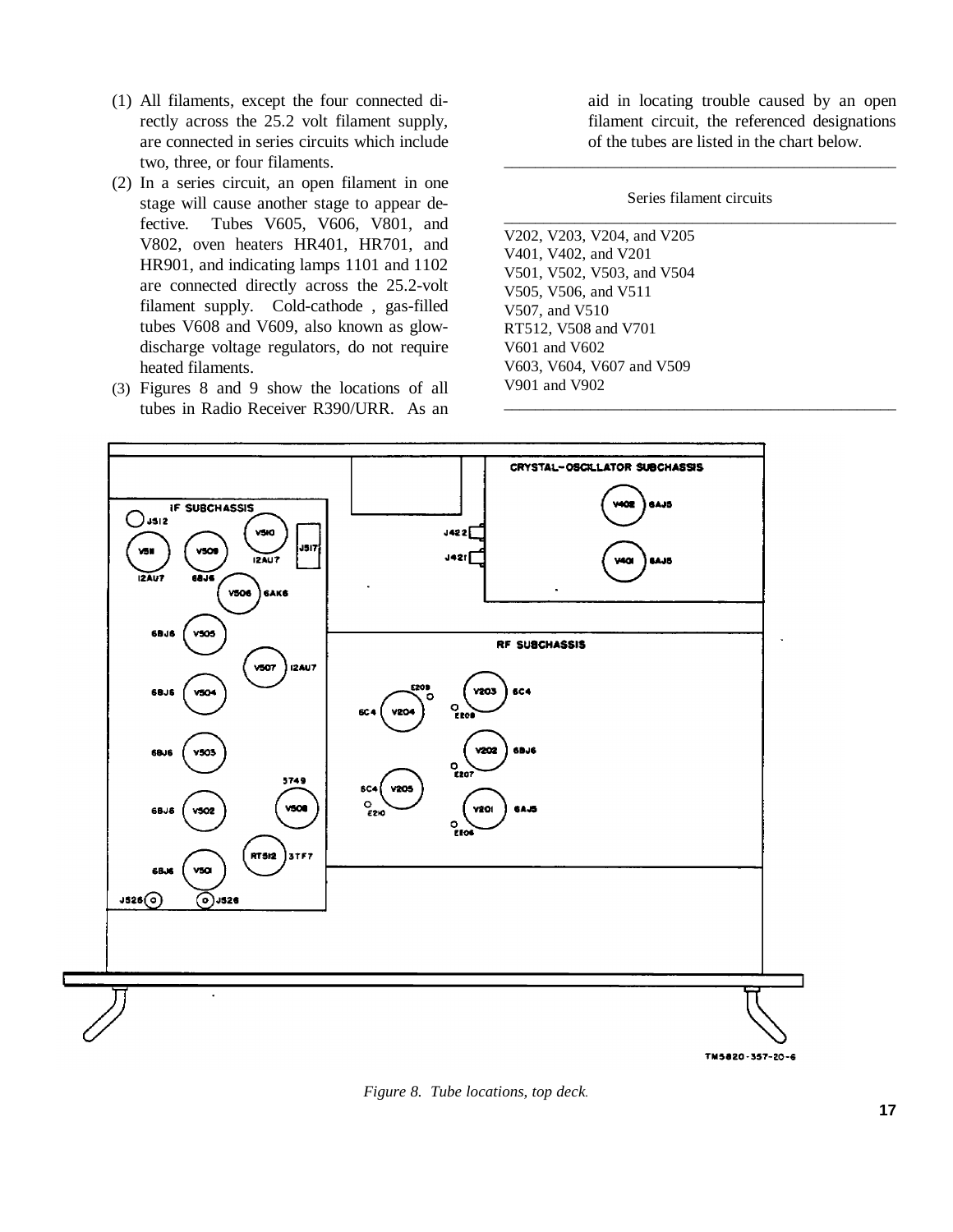(1) All filaments, except the four connected directly across the 25.2 volt filament supply, are connected in series circuits which include two, three, or four filaments.

(2) In a series circuit, an open filament in one stage will cause another stage to appear defective. Tubes V605, V606, V801, and V802, oven heaters HR401, HR701, and HR901, and indicating lamps 1101 and 1102 are connected directly across the 25.2-volt filament supply. Cold-cathode , gas-filled tubes V608 and V609, also known as glow-discharge voltage regulators, do not require heated filaments.

(3) Figures 8 and 9 show the locations of all tubes in Radio Receiver R390/URR. As an aid in locating trouble caused by an open filament circuit, the referenced designations of the tubes are listed in the chart below.

| Series filament circuits |
|---|
| V202, V203, V204, and V205 |
| V401, V402, and V201 |
| V501, V502, V503, and V504 |
| V505, V506, and V511 |
| V507, and V510 |
| RT512, V508 and V701 |
| V601 and V602 |
| V603, V604, V607 and V509 |
| V901 and V902 |

CRYSTAL-OSCILLATOR SUBCHASSIS
V402 6AJ5
V401 6AJ5
J422
J421
IF SUBCHASSIS
J512
V511 12AU7
V509 6BJ6
V510 12AU7
J517
V506 6AK6
6BJ6 V505
V507 12AU7
6BJ6 V504
6BJ6 V503
5749
V508
6BJ6 V502
RT512 3TF7
6BJ6 V501
J526
J526
RF SUBCHASSIS
E209
V203 6C4
6C4 V204
E208
V202 6BJ6
E207
6C4 V205
E210
V201 6AJ5
E206
TM5820-357-20-6

*Figure 8. Tube locations, top deck.*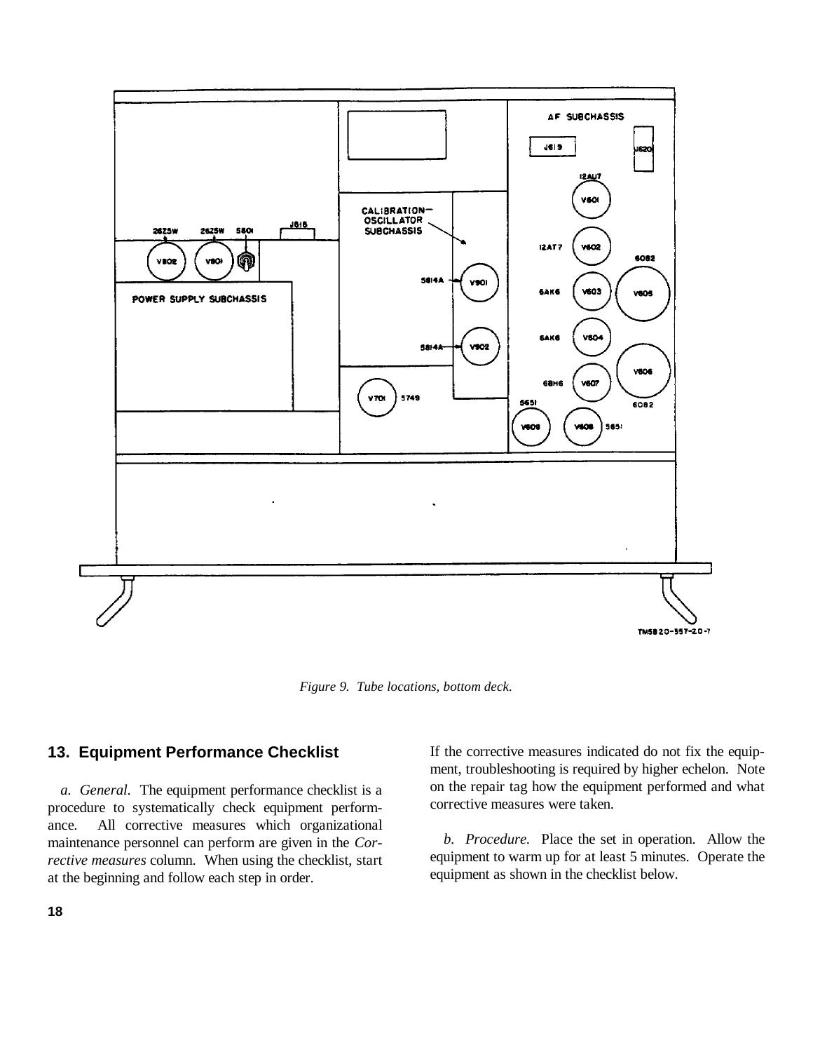AF SUBCHASSIS

J619

J620

12AU7

V601

CALIBRATION-OSCILLATOR SUBCHASSIS

26Z5W

26Z5W

S801

J618

12AT7

V602

6082

V802

V801

5814A

V901

6AK6

V603

V605

POWER SUPPLY SUBCHASSIS

6AK6

V604

5814A

V902

V606

6BH6

V607

V701

5749

5651

6082

V609

V608

5651

TM5820-357-20-7

*Figure 9. Tube locations, bottom deck.*

## 13. Equipment Performance Checklist

*a. General.* The equipment performance checklist is a procedure to systematically check equipment performance. All corrective measures which organizational maintenance personnel can perform are given in the *Corrective measures* column. When using the checklist, start at the beginning and follow each step in order. If the corrective measures indicated do not fix the equipment, troubleshooting is required by higher echelon. Note on the repair tag how the equipment performed and what corrective measures were taken.

*b. Procedure.* Place the set in operation. Allow the equipment to warm up for at least 5 minutes. Operate the equipment as shown in the checklist below.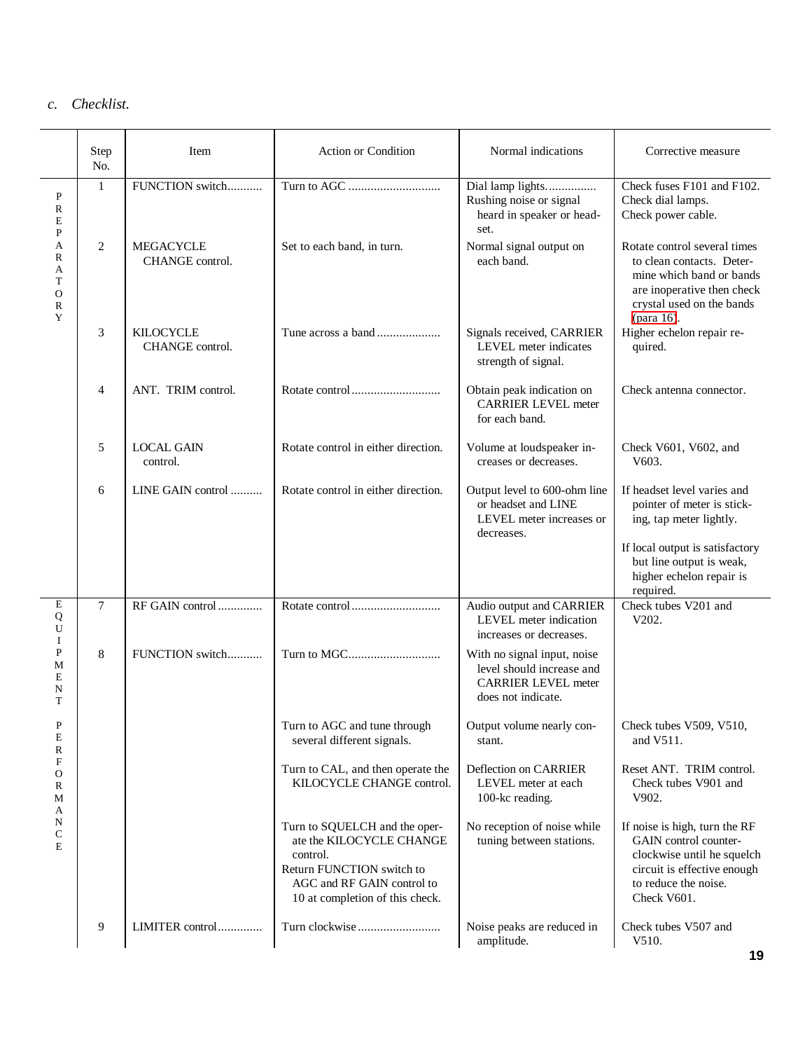*c. Checklist.*

| | Step No. | Item | Action or Condition | Normal indications | Corrective measure |
|---|---|---|---|---|---|
| PREPARATORY | 1 | FUNCTION switch.......... | Turn to AGC ............................ | Dial lamp lights............... Rushing noise or signal heard in speaker or headset. | Check fuses F101 and F102. Check dial lamps. Check power cable. |
| | 2 | MEGACYCLE CHANGE control. | Set to each band, in turn. | Normal signal output on each band. | Rotate control several times to clean contacts. Determine which band or bands are inoperative then check crystal used on the bands (para 16). |
| | 3 | KILOCYCLE CHANGE control. | Tune across a band ................... | Signals received, CARRIER LEVEL meter indicates strength of signal. | Higher echelon repair required. |
| | 4 | ANT. TRIM control. | Rotate control ........................... | Obtain peak indication on CARRIER LEVEL meter for each band. | Check antenna connector. |
| | 5 | LOCAL GAIN control. | Rotate control in either direction. | Volume at loudspeaker increases or decreases. | Check V601, V602, and V603. |
| | 6 | LINE GAIN control ......... | Rotate control in either direction. | Output level to 600-ohm line or headset and LINE LEVEL meter increases or decreases. | If headset level varies and pointer of meter is sticking, tap meter lightly. If local output is satisfactory but line output is weak, higher echelon repair is required. |
| EQUIPMENT PERFORMANCE | 7 | RF GAIN control ............. | Rotate control ........................... | Audio output and CARRIER LEVEL meter indication increases or decreases. | Check tubes V201 and V202. |
| | 8 | FUNCTION switch.......... | Turn to MGC............................ | With no signal input, noise level should increase and CARRIER LEVEL meter does not indicate. | |
| | | | Turn to AGC and tune through several different signals. | Output volume nearly constant. | Check tubes V509, V510, and V511. |
| | | | Turn to CAL, and then operate the KILOCYCLE CHANGE control. | Deflection on CARRIER LEVEL meter at each 100-kc reading. | Reset ANT. TRIM control. Check tubes V901 and V902. |
| | | | Turn to SQUELCH and the operate the KILOCYCLE CHANGE control. Return FUNCTION switch to AGC and RF GAIN control to 10 at completion of this check. | No reception of noise while tuning between stations. | If noise is high, turn the RF GAIN control counterclockwise until he squelch circuit is effective enough to reduce the noise. Check V601. |
| | 9 | LIMITER control............. | Turn clockwise ......................... | Noise peaks are reduced in amplitude. | Check tubes V507 and V510. |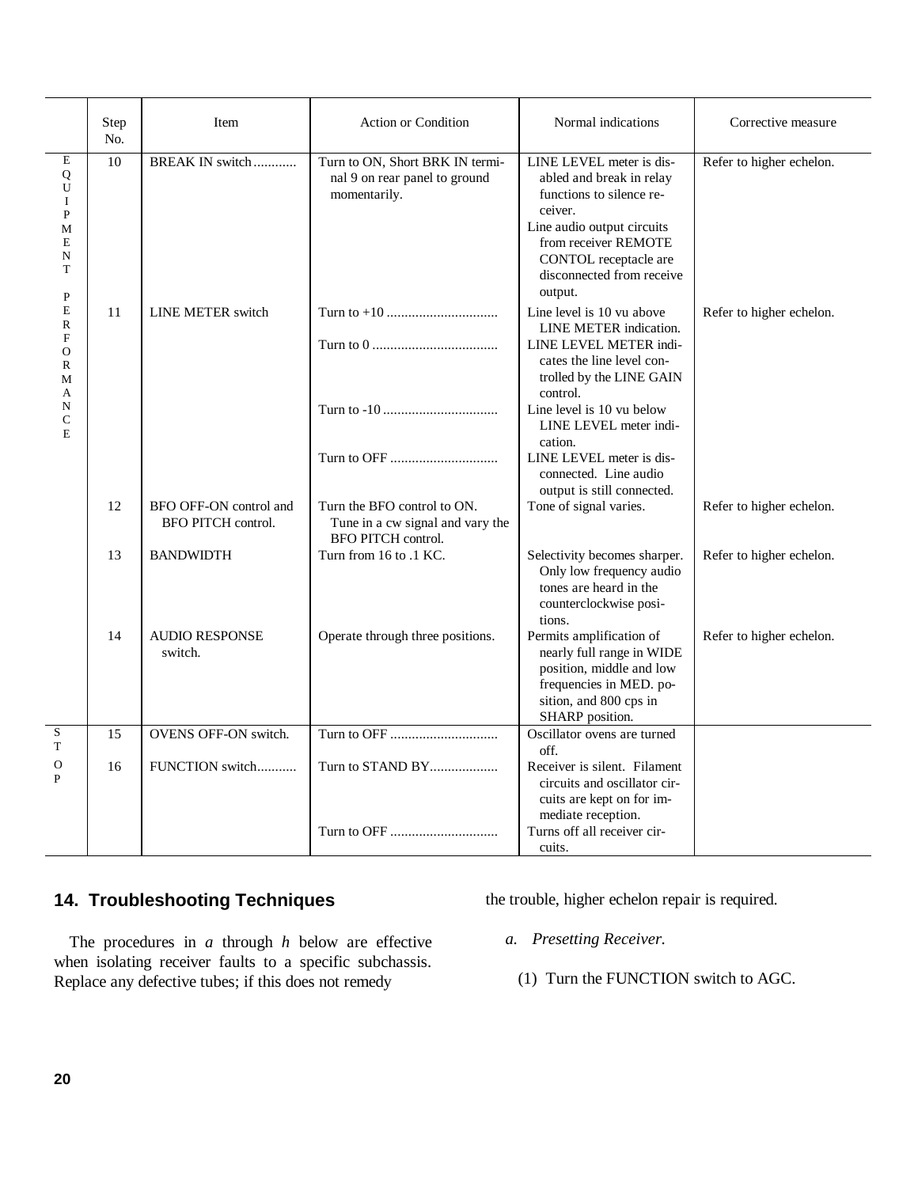| | Step No. | Item | Action or Condition | Normal indications | Corrective measure |
|---|---|---|---|---|---|
| EQUIPMENT PERFORMANCE | 10 | BREAK IN switch ............ | Turn to ON, Short BRK IN terminal 9 on rear panel to ground momentarily. | LINE LEVEL meter is disabled and break in relay functions to silence receiver. Line audio output circuits from receiver REMOTE CONTOL receptacle are disconnected from receive output. | Refer to higher echelon. |
| | 11 | LINE METER switch | Turn to +10 ............................... | Line level is 10 vu above LINE METER indication. | Refer to higher echelon. |
| | | | Turn to 0 ................................... | LINE LEVEL METER indicates the line level controlled by the LINE GAIN control. | |
| | | | Turn to -10 ................................ | Line level is 10 vu below LINE LEVEL meter indication. | |
| | | | Turn to OFF .............................. | LINE LEVEL meter is disconnected. Line audio output is still connected. | |
| | 12 | BFO OFF-ON control and BFO PITCH control. | Turn the BFO control to ON. Tune in a cw signal and vary the BFO PITCH control. | Tone of signal varies. | Refer to higher echelon. |
| | 13 | BANDWIDTH | Turn from 16 to .1 KC. | Selectivity becomes sharper. Only low frequency audio tones are heard in the counterclockwise positions. | Refer to higher echelon. |
| | 14 | AUDIO RESPONSE switch. | Operate through three positions. | Permits amplification of nearly full range in WIDE position, middle and low frequencies in MED. position, and 800 cps in SHARP position. | Refer to higher echelon. |
| STOP | 15 | OVENS OFF-ON switch. | Turn to OFF .............................. | Oscillator ovens are turned off. | |
| | 16 | FUNCTION switch........... | Turn to STAND BY................... | Receiver is silent. Filament circuits and oscillator circuits are kept on for immediate reception. | |
| | | | Turn to OFF .............................. | Turns off all receiver circuits. | |

## 14. Troubleshooting Techniques

The procedures in *a* through *h* below are effective when isolating receiver faults to a specific subchassis. Replace any defective tubes; if this does not remedy the trouble, higher echelon repair is required.

*a. Presetting Receiver.*

(1) Turn the FUNCTION switch to AGC.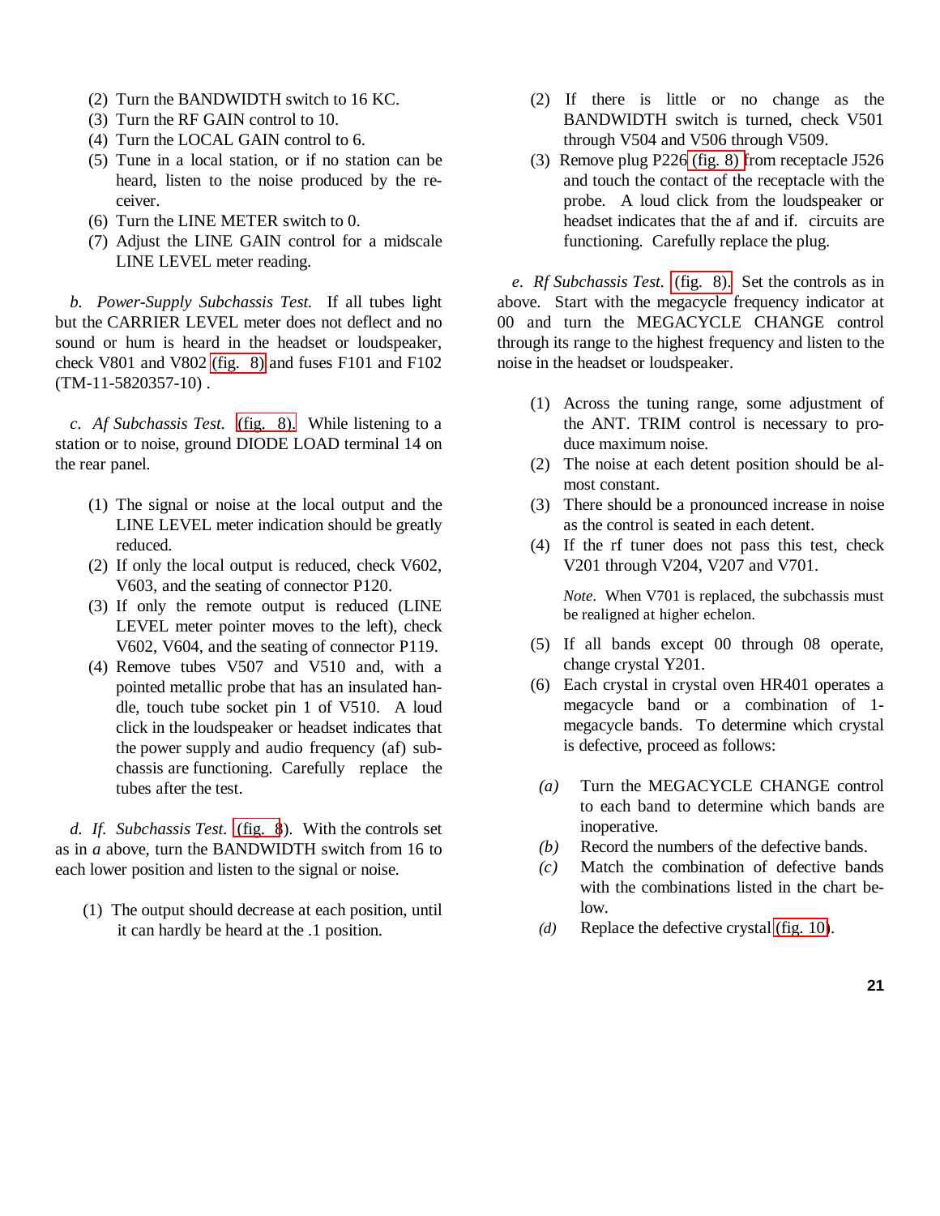(2) Turn the BANDWIDTH switch to 16 KC.
(3) Turn the RF GAIN control to 10.
(4) Turn the LOCAL GAIN control to 6.
(5) Tune in a local station, or if no station can be heard, listen to the noise produced by the receiver.
(6) Turn the LINE METER switch to 0.
(7) Adjust the LINE GAIN control for a midscale LINE LEVEL meter reading.

*b. Power-Supply Subchassis Test.* If all tubes light but the CARRIER LEVEL meter does not deflect and no sound or hum is heard in the headset or loudspeaker, check V801 and V802 (fig. 8) and fuses F101 and F102 (TM-11-5820357-10) .

*c. Af Subchassis Test.* (fig. 8). While listening to a station or to noise, ground DIODE LOAD terminal 14 on the rear panel.

(1) The signal or noise at the local output and the LINE LEVEL meter indication should be greatly reduced.
(2) If only the local output is reduced, check V602, V603, and the seating of connector P120.
(3) If only the remote output is reduced (LINE LEVEL meter pointer moves to the left), check V602, V604, and the seating of connector P119.
(4) Remove tubes V507 and V510 and, with a pointed metallic probe that has an insulated handle, touch tube socket pin 1 of V510. A loud click in the loudspeaker or headset indicates that the power supply and audio frequency (af) subchassis are functioning. Carefully replace the tubes after the test.

*d. If. Subchassis Test.* (fig. 8). With the controls set as in *a* above, turn the BANDWIDTH switch from 16 to each lower position and listen to the signal or noise.

(1) The output should decrease at each position, until it can hardly be heard at the .1 position.
(2) If there is little or no change as the BANDWIDTH switch is turned, check V501 through V504 and V506 through V509.
(3) Remove plug P226 (fig. 8) from receptacle J526 and touch the contact of the receptacle with the probe. A loud click from the loudspeaker or headset indicates that the af and if. circuits are functioning. Carefully replace the plug.

*e. Rf Subchassis Test.* (fig. 8). Set the controls as in above. Start with the megacycle frequency indicator at 00 and turn the MEGACYCLE CHANGE control through its range to the highest frequency and listen to the noise in the headset or loudspeaker.

(1) Across the tuning range, some adjustment of the ANT. TRIM control is necessary to produce maximum noise.
(2) The noise at each detent position should be almost constant.
(3) There should be a pronounced increase in noise as the control is seated in each detent.
(4) If the rf tuner does not pass this test, check V201 through V204, V207 and V701.

*Note.* When V701 is replaced, the subchassis must be realigned at higher echelon.

(5) If all bands except 00 through 08 operate, change crystal Y201.
(6) Each crystal in crystal oven HR401 operates a megacycle band or a combination of 1-megacycle bands. To determine which crystal is defective, proceed as follows:

*(a)* Turn the MEGACYCLE CHANGE control to each band to determine which bands are inoperative.
*(b)* Record the numbers of the defective bands.
*(c)* Match the combination of defective bands with the combinations listed in the chart below.
*(d)* Replace the defective crystal (fig. 10).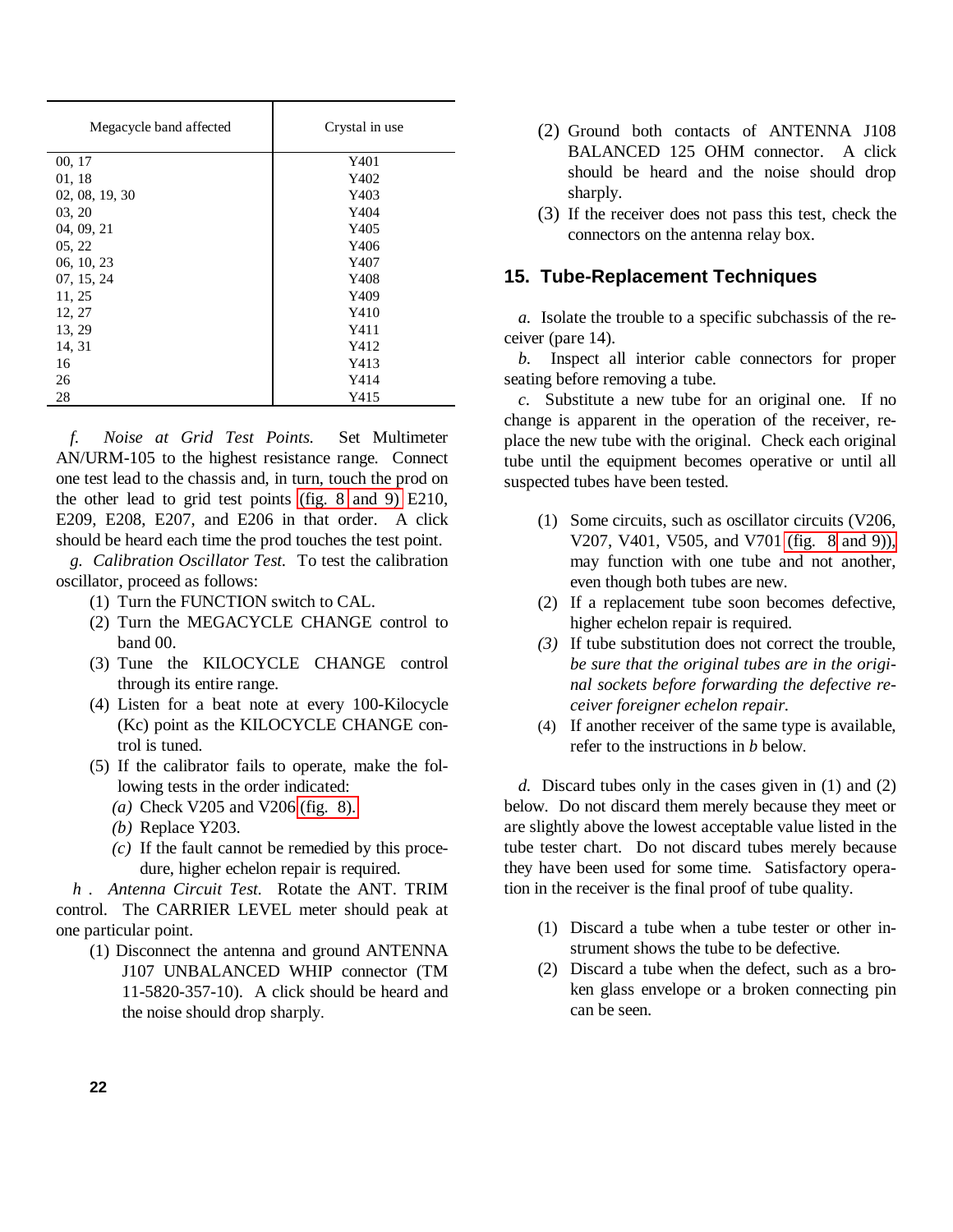| Megacycle band affected | Crystal in use |
|---|---|
| 00, 17 | Y401 |
| 01, 18 | Y402 |
| 02, 08, 19, 30 | Y403 |
| 03, 20 | Y404 |
| 04, 09, 21 | Y405 |
| 05, 22 | Y406 |
| 06, 10, 23 | Y407 |
| 07, 15, 24 | Y408 |
| 11, 25 | Y409 |
| 12, 27 | Y410 |
| 13, 29 | Y411 |
| 14, 31 | Y412 |
| 16 | Y413 |
| 26 | Y414 |
| 28 | Y415 |

*f. Noise at Grid Test Points.* Set Multimeter AN/URM-105 to the highest resistance range. Connect one test lead to the chassis and, in turn, touch the prod on the other lead to grid test points (fig. 8 and 9) E210, E209, E208, E207, and E206 in that order. A click should be heard each time the prod touches the test point.

*g. Calibration Oscillator Test.* To test the calibration oscillator, proceed as follows:

(1) Turn the FUNCTION switch to CAL.

(2) Turn the MEGACYCLE CHANGE control to band 00.

(3) Tune the KILOCYCLE CHANGE control through its entire range.

(4) Listen for a beat note at every 100-Kilocycle (Kc) point as the KILOCYCLE CHANGE control is tuned.

(5) If the calibrator fails to operate, make the following tests in the order indicated:

*(a)* Check V205 and V206 (fig. 8).

*(b)* Replace Y203.

*(c)* If the fault cannot be remedied by this procedure, higher echelon repair is required.

*h. Antenna Circuit Test.* Rotate the ANT. TRIM control. The CARRIER LEVEL meter should peak at one particular point.

(1) Disconnect the antenna and ground ANTENNA J107 UNBALANCED WHIP connector (TM 11-5820-357-10). A click should be heard and the noise should drop sharply.

(2) Ground both contacts of ANTENNA J108 BALANCED 125 OHM connector. A click should be heard and the noise should drop sharply.

(3) If the receiver does not pass this test, check the connectors on the antenna relay box.

## 15. Tube-Replacement Techniques

*a.* Isolate the trouble to a specific subchassis of the receiver (pare 14).

*b.* Inspect all interior cable connectors for proper seating before removing a tube.

*c.* Substitute a new tube for an original one. If no change is apparent in the operation of the receiver, replace the new tube with the original. Check each original tube until the equipment becomes operative or until all suspected tubes have been tested.

(1) Some circuits, such as oscillator circuits (V206, V207, V401, V505, and V701 (fig. 8 and 9)), may function with one tube and not another, even though both tubes are new.

(2) If a replacement tube soon becomes defective, higher echelon repair is required.

*(3) If tube substitution does not correct the trouble, be sure that the original tubes are in the original sockets before forwarding the defective receiver foreigner echelon repair.*

(4) If another receiver of the same type is available, refer to the instructions in *b* below.

*d.* Discard tubes only in the cases given in (1) and (2) below. Do not discard them merely because they meet or are slightly above the lowest acceptable value listed in the tube tester chart. Do not discard tubes merely because they have been used for some time. Satisfactory operation in the receiver is the final proof of tube quality.

(1) Discard a tube when a tube tester or other instrument shows the tube to be defective.

(2) Discard a tube when the defect, such as a broken glass envelope or a broken connecting pin can be seen.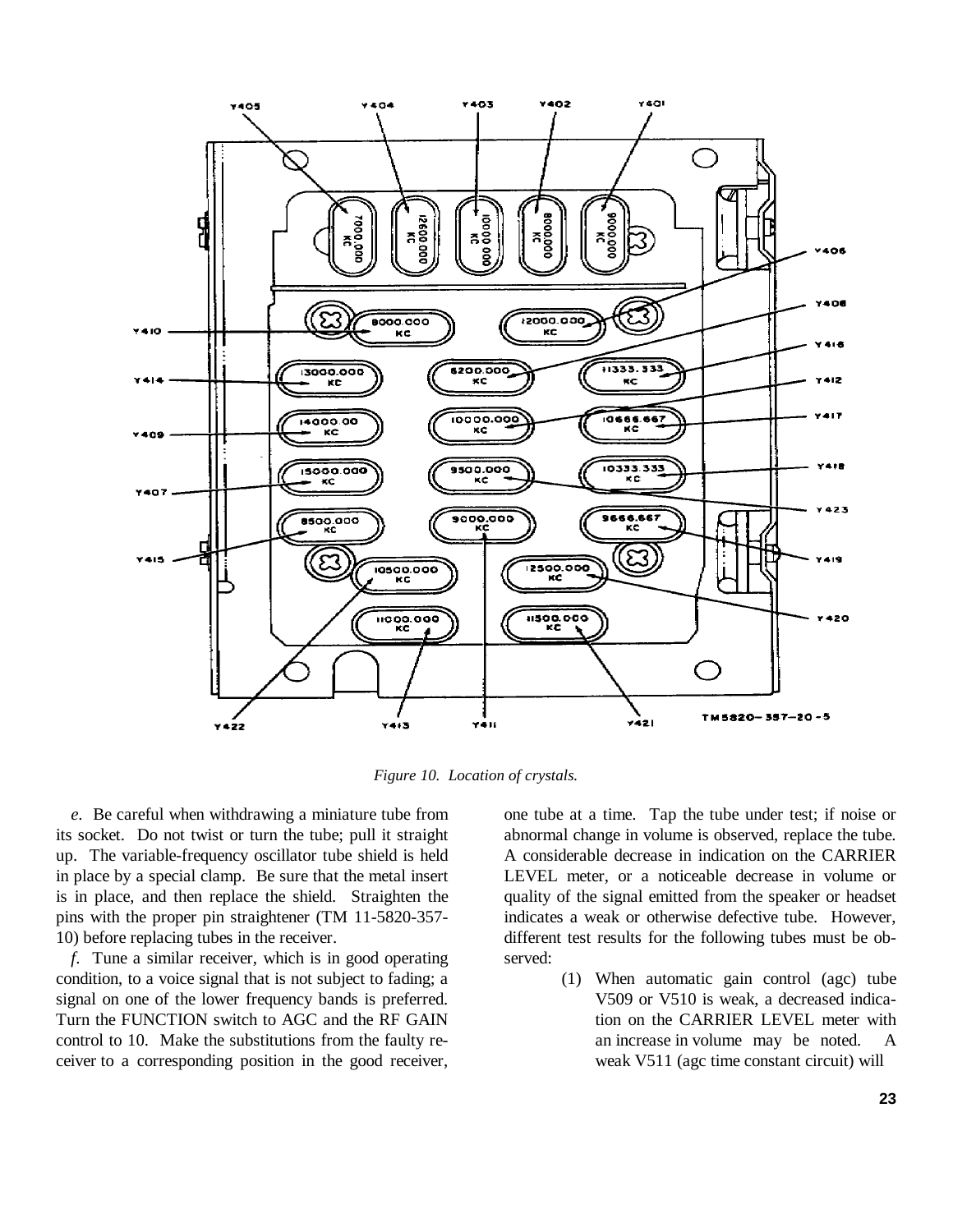Y405 Y404 Y403 Y402 Y401

7000.000 KC
12600.000 KC
10000.000 KC
8000.000 KC
9000.000 KC

Y406
Y408
Y410
8000.000 KC
12000.000 KC
Y414
13000.000 KC
8200.000 KC
11333.333 KC
Y416
Y412
Y409
14000.00 KC
10000.000 KC
10666.667 KC
Y417
Y407
15000.000 KC
9500.000 KC
10333.333 KC
Y418
Y423
Y415
8500.000 KC
9000.000 KC
9666.667 KC
Y419
10500.000 KC
12500.000 KC
Y420
11000.000 KC
11500.000 KC
Y422 Y413 Y411 Y421
TM5820-357-20-5

*Figure 10. Location of crystals.*

*e*. Be careful when withdrawing a miniature tube from its socket. Do not twist or turn the tube; pull it straight up. The variable-frequency oscillator tube shield is held in place by a special clamp. Be sure that the metal insert is in place, and then replace the shield. Straighten the pins with the proper pin straightener (TM 11-5820-357-10) before replacing tubes in the receiver.

*f*. Tune a similar receiver, which is in good operating condition, to a voice signal that is not subject to fading; a signal on one of the lower frequency bands is preferred. Turn the FUNCTION switch to AGC and the RF GAIN control to 10. Make the substitutions from the faulty receiver to a corresponding position in the good receiver, one tube at a time. Tap the tube under test; if noise or abnormal change in volume is observed, replace the tube. A considerable decrease in indication on the CARRIER LEVEL meter, or a noticeable decrease in volume or quality of the signal emitted from the speaker or headset indicates a weak or otherwise defective tube. However, different test results for the following tubes must be observed:

(1) When automatic gain control (agc) tube V509 or V510 is weak, a decreased indication on the CARRIER LEVEL meter with an increase in volume may be noted. A weak V511 (agc time constant circuit) will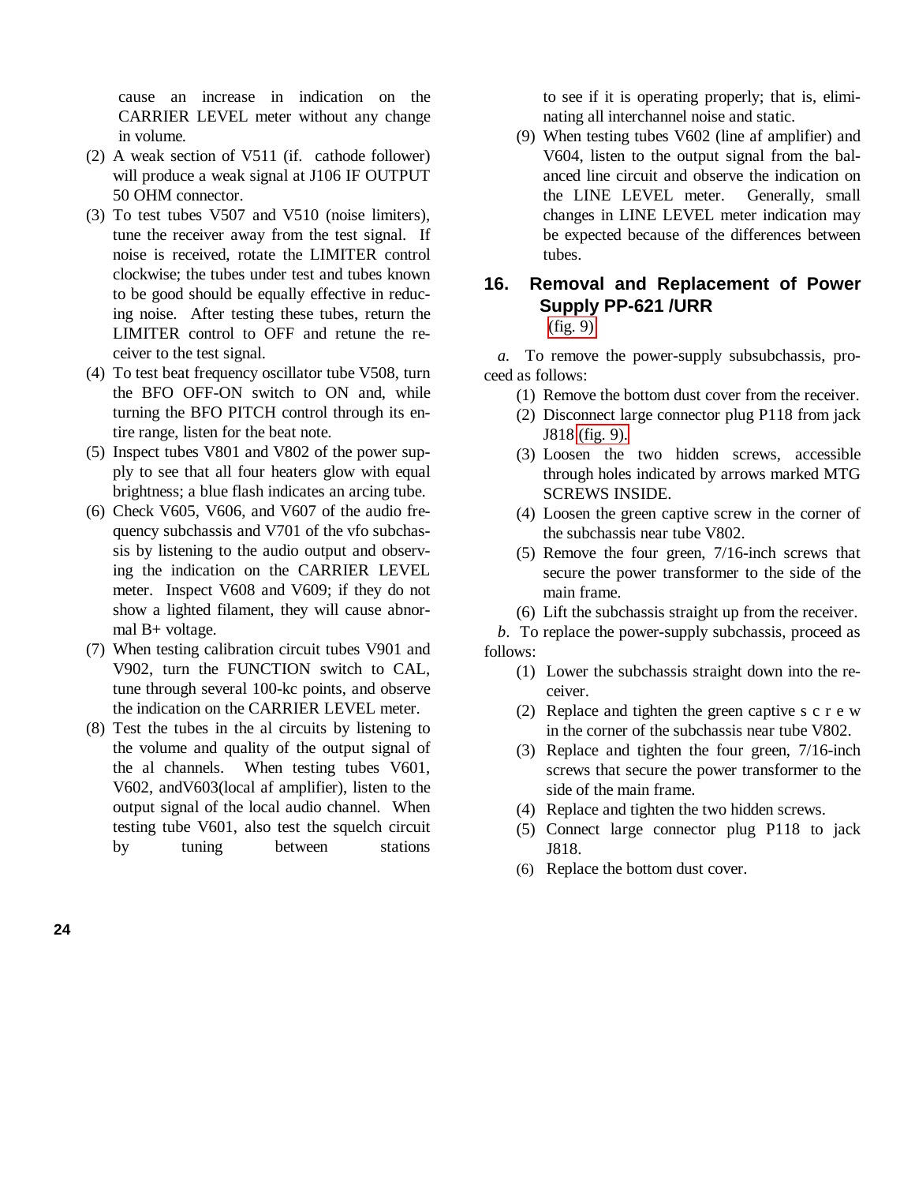cause an increase in indication on the CARRIER LEVEL meter without any change in volume.

(2) A weak section of V511 (if. cathode follower) will produce a weak signal at J106 IF OUTPUT 50 OHM connector.

(3) To test tubes V507 and V510 (noise limiters), tune the receiver away from the test signal. If noise is received, rotate the LIMITER control clockwise; the tubes under test and tubes known to be good should be equally effective in reducing noise. After testing these tubes, return the LIMITER control to OFF and retune the receiver to the test signal.

(4) To test beat frequency oscillator tube V508, turn the BFO OFF-ON switch to ON and, while turning the BFO PITCH control through its entire range, listen for the beat note.

(5) Inspect tubes V801 and V802 of the power supply to see that all four heaters glow with equal brightness; a blue flash indicates an arcing tube.

(6) Check V605, V606, and V607 of the audio frequency subchassis and V701 of the vfo subchassis by listening to the audio output and observing the indication on the CARRIER LEVEL meter. Inspect V608 and V609; if they do not show a lighted filament, they will cause abnormal B+ voltage.

(7) When testing calibration circuit tubes V901 and V902, turn the FUNCTION switch to CAL, tune through several 100-kc points, and observe the indication on the CARRIER LEVEL meter.

(8) Test the tubes in the al circuits by listening to the volume and quality of the output signal of the al channels. When testing tubes V601, V602, andV603(local af amplifier), listen to the output signal of the local audio channel. When testing tube V601, also test the squelch circuit by tuning between stations to see if it is operating properly; that is, eliminating all interchannel noise and static.

(9) When testing tubes V602 (line af amplifier) and V604, listen to the output signal from the balanced line circuit and observe the indication on the LINE LEVEL meter. Generally, small changes in LINE LEVEL meter indication may be expected because of the differences between tubes.

## 16. Removal and Replacement of Power Supply PP-621 /URR (fig. 9)

*a.* To remove the power-supply subsubchassis, proceed as follows:

(1) Remove the bottom dust cover from the receiver.

(2) Disconnect large connector plug P118 from jack J818 (fig. 9).

(3) Loosen the two hidden screws, accessible through holes indicated by arrows marked MTG SCREWS INSIDE.

(4) Loosen the green captive screw in the corner of the subchassis near tube V802.

(5) Remove the four green, 7/16-inch screws that secure the power transformer to the side of the main frame.

(6) Lift the subchassis straight up from the receiver.

*b.* To replace the power-supply subchassis, proceed as follows:

(1) Lower the subchassis straight down into the receiver.

(2) Replace and tighten the green captive s c r e w in the corner of the subchassis near tube V802.

(3) Replace and tighten the four green, 7/16-inch screws that secure the power transformer to the side of the main frame.

(4) Replace and tighten the two hidden screws.

(5) Connect large connector plug P118 to jack J818.

(6) Replace the bottom dust cover.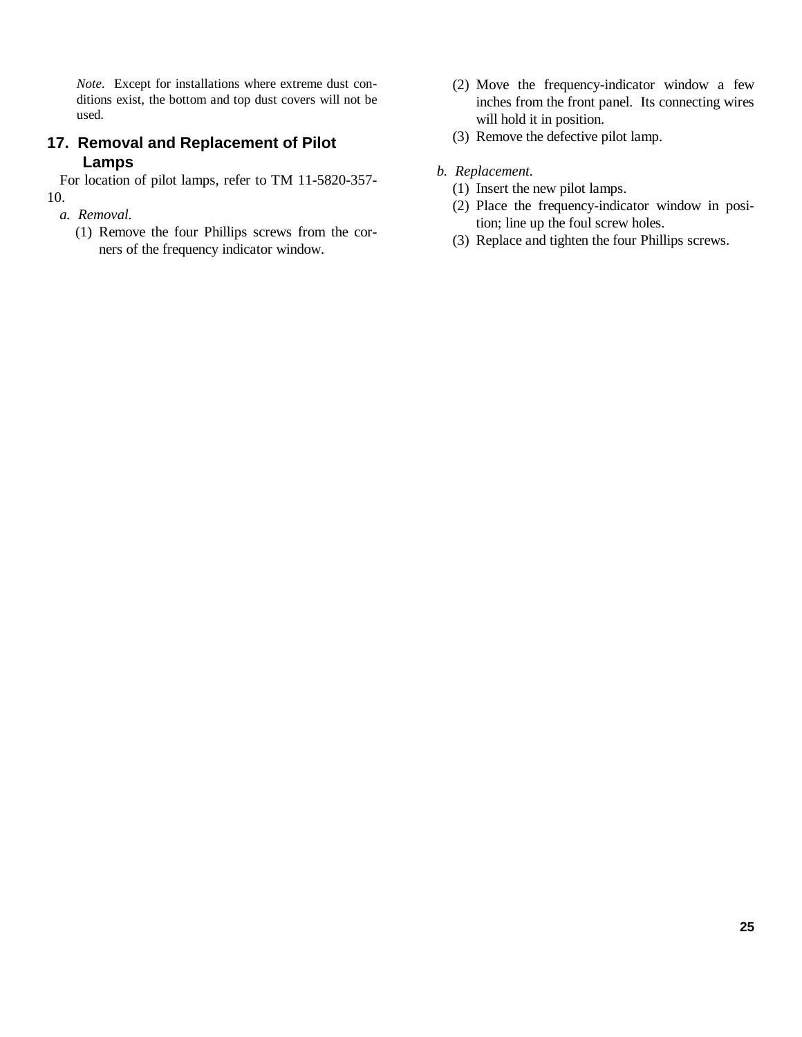*Note*. Except for installations where extreme dust conditions exist, the bottom and top dust covers will not be used.

## 17. Removal and Replacement of Pilot Lamps

For location of pilot lamps, refer to TM 11-5820-357-10.

*a. Removal.*

(1) Remove the four Phillips screws from the corners of the frequency indicator window.

(2) Move the frequency-indicator window a few inches from the front panel. Its connecting wires will hold it in position.

(3) Remove the defective pilot lamp.

*b. Replacement.*

(1) Insert the new pilot lamps.

(2) Place the frequency-indicator window in position; line up the foul screw holes.

(3) Replace and tighten the four Phillips screws.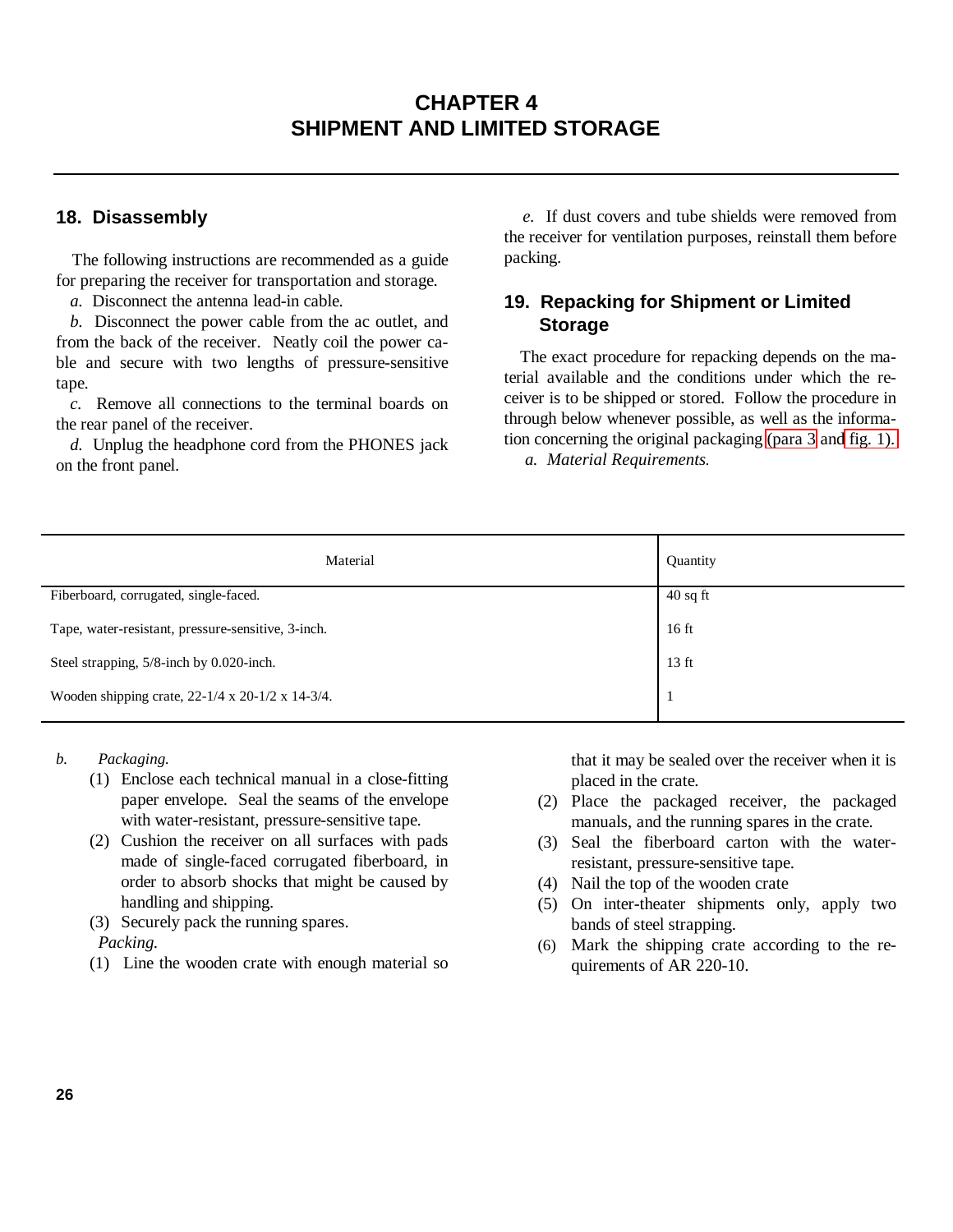# CHAPTER 4
# SHIPMENT AND LIMITED STORAGE

## 18. Disassembly

The following instructions are recommended as a guide for preparing the receiver for transportation and storage.

*a.* Disconnect the antenna lead-in cable.

*b.* Disconnect the power cable from the ac outlet, and from the back of the receiver. Neatly coil the power cable and secure with two lengths of pressure-sensitive tape.

*c.* Remove all connections to the terminal boards on the rear panel of the receiver.

*d.* Unplug the headphone cord from the PHONES jack on the front panel.

*e.* If dust covers and tube shields were removed from the receiver for ventilation purposes, reinstall them before packing.

## 19. Repacking for Shipment or Limited Storage

The exact procedure for repacking depends on the material available and the conditions under which the receiver is to be shipped or stored. Follow the procedure in through below whenever possible, as well as the information concerning the original packaging (para 3 and fig. 1).

*a. Material Requirements.*

| Material | Quantity |
|---|---|
| Fiberboard, corrugated, single-faced. | 40 sq ft |
| Tape, water-resistant, pressure-sensitive, 3-inch. | 16 ft |
| Steel strapping, 5/8-inch by 0.020-inch. | 13 ft |
| Wooden shipping crate, 22-1/4 x 20-1/2 x 14-3/4. | 1 |

*b. Packaging.*

(1) Enclose each technical manual in a close-fitting paper envelope. Seal the seams of the envelope with water-resistant, pressure-sensitive tape.

(2) Cushion the receiver on all surfaces with pads made of single-faced corrugated fiberboard, in order to absorb shocks that might be caused by handling and shipping.

(3) Securely pack the running spares.

*Packing.*

(1) Line the wooden crate with enough material so that it may be sealed over the receiver when it is placed in the crate.

(2) Place the packaged receiver, the packaged manuals, and the running spares in the crate.

(3) Seal the fiberboard carton with the water-resistant, pressure-sensitive tape.

(4) Nail the top of the wooden crate

(5) On inter-theater shipments only, apply two bands of steel strapping.

(6) Mark the shipping crate according to the requirements of AR 220-10.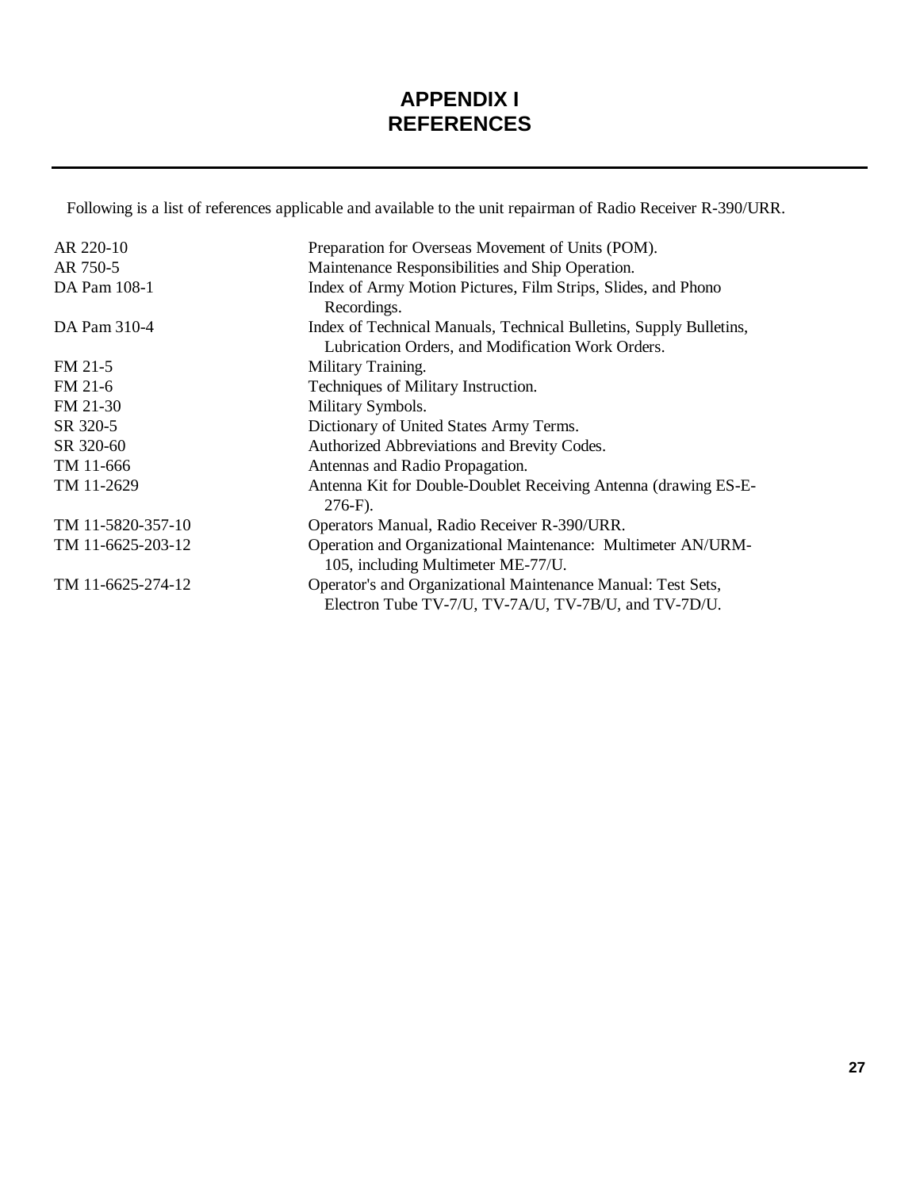# APPENDIX I
# REFERENCES

Following is a list of references applicable and available to the unit repairman of Radio Receiver R-390/URR.

| | |
|---|---|
| AR 220-10 | Preparation for Overseas Movement of Units (POM). |
| AR 750-5 | Maintenance Responsibilities and Ship Operation. |
| DA Pam 108-1 | Index of Army Motion Pictures, Film Strips, Slides, and Phono Recordings. |
| DA Pam 310-4 | Index of Technical Manuals, Technical Bulletins, Supply Bulletins, Lubrication Orders, and Modification Work Orders. |
| FM 21-5 | Military Training. |
| FM 21-6 | Techniques of Military Instruction. |
| FM 21-30 | Military Symbols. |
| SR 320-5 | Dictionary of United States Army Terms. |
| SR 320-60 | Authorized Abbreviations and Brevity Codes. |
| TM 11-666 | Antennas and Radio Propagation. |
| TM 11-2629 | Antenna Kit for Double-Doublet Receiving Antenna (drawing ES-E-276-F). |
| TM 11-5820-357-10 | Operators Manual, Radio Receiver R-390/URR. |
| TM 11-6625-203-12 | Operation and Organizational Maintenance: Multimeter AN/URM-105, including Multimeter ME-77/U. |
| TM 11-6625-274-12 | Operator's and Organizational Maintenance Manual: Test Sets, Electron Tube TV-7/U, TV-7A/U, TV-7B/U, and TV-7D/U. |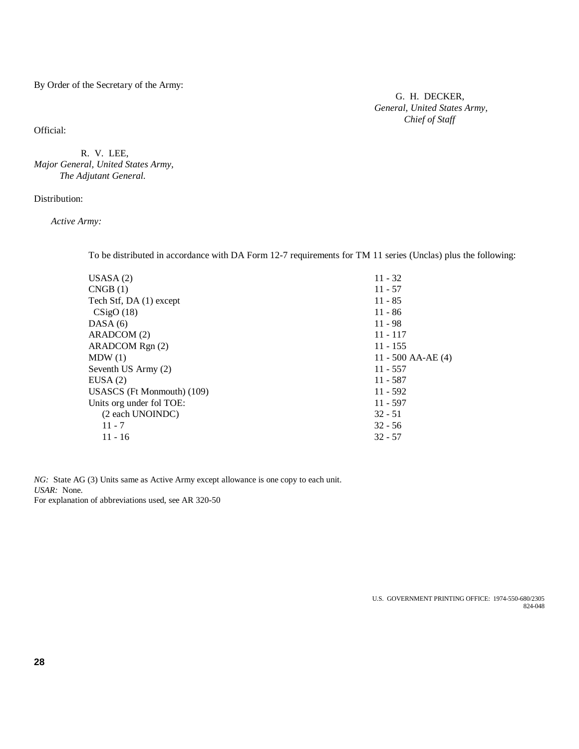By Order of the Secretary of the Army:

G. H. DECKER,
*General, United States Army,*
*Chief of Staff*

Official:

R. V. LEE,
*Major General, United States Army,*
*The Adjutant General.*

Distribution:

*Active Army:*

To be distributed in accordance with DA Form 12-7 requirements for TM 11 series (Unclas) plus the following:

| | |
|---|---|
| USASA (2) | 11 - 32 |
| CNGB (1) | 11 - 57 |
| Tech Stf, DA (1) except | 11 - 85 |
| CSigO (18) | 11 - 86 |
| DASA (6) | 11 - 98 |
| ARADCOM (2) | 11 - 117 |
| ARADCOM Rgn (2) | 11 - 155 |
| MDW (1) | 11 - 500 AA-AE (4) |
| Seventh US Army (2) | 11 - 557 |
| EUSA (2) | 11 - 587 |
| USASCS (Ft Monmouth) (109) | 11 - 592 |
| Units org under fol TOE: | 11 - 597 |
| (2 each UNOINDC) | 32 - 51 |
| 11 - 7 | 32 - 56 |
| 11 - 16 | 32 - 57 |

*NG:* State AG (3) Units same as Active Army except allowance is one copy to each unit.
*USAR:* None.
For explanation of abbreviations used, see AR 320-50

U.S. GOVERNMENT PRINTING OFFICE: 1974-550-680/2305
824-048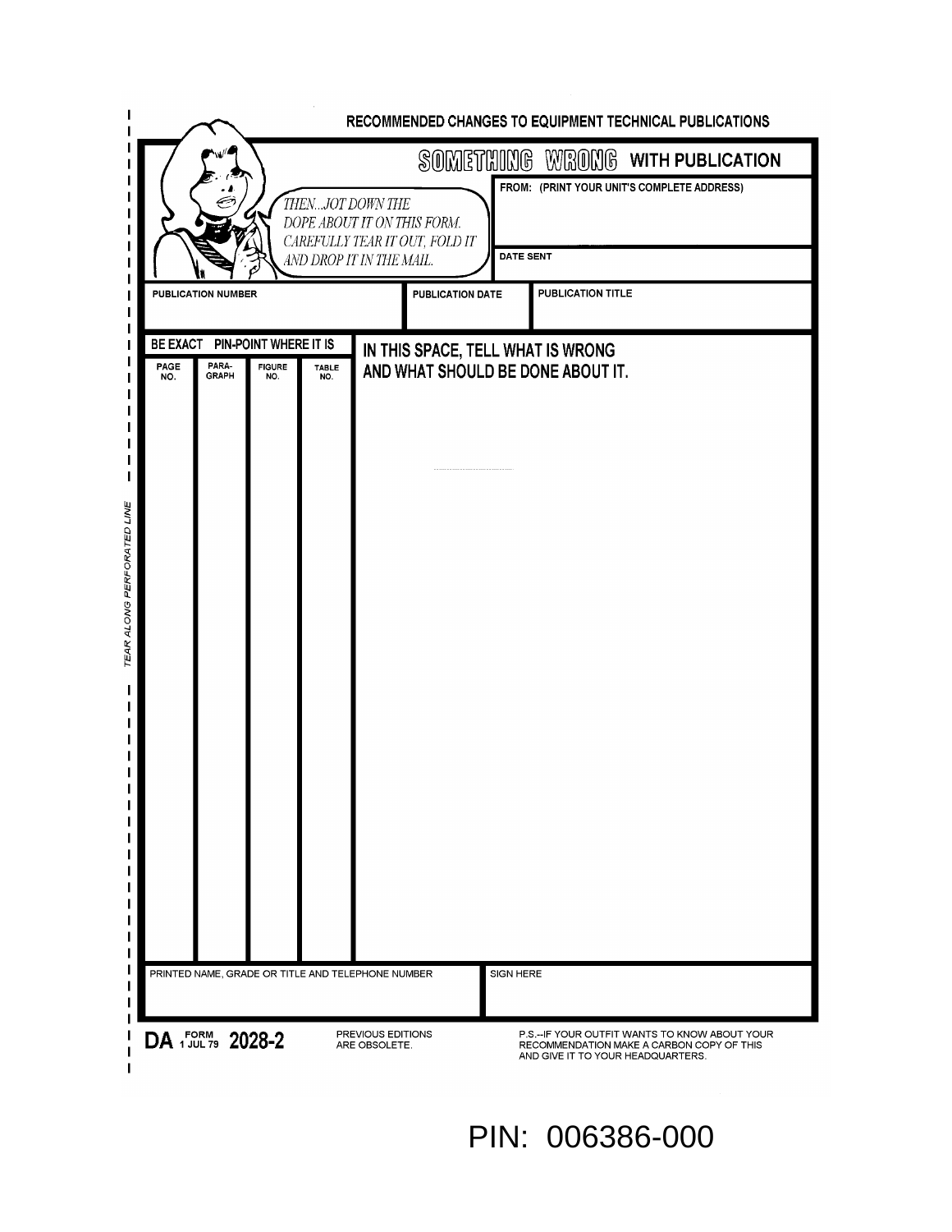TEAR ALONG PERFORATED LINE

# RECOMMENDED CHANGES TO EQUIPMENT TECHNICAL PUBLICATIONS

## SOMETHING WRONG WITH PUBLICATION

*THEN...JOT DOWN THE DOPE ABOUT IT ON THIS FORM. CAREFULLY TEAR IT OUT, FOLD IT AND DROP IT IN THE MAIL.*

FROM: (PRINT YOUR UNIT'S COMPLETE ADDRESS)

DATE SENT

| PUBLICATION NUMBER | PUBLICATION DATE | PUBLICATION TITLE |
|---|---|---|
| | | |

**BE EXACT PIN-POINT WHERE IT IS**

| PAGE NO. | PARA-GRAPH | FIGURE NO. | TABLE NO. | IN THIS SPACE, TELL WHAT IS WRONG AND WHAT SHOULD BE DONE ABOUT IT. |
|---|---|---|---|---|
| | | | | |

| PRINTED NAME, GRADE OR TITLE AND TELEPHONE NUMBER | SIGN HERE |
|---|---|
| | |

**DA FORM 1 JUL 79 2028-2**

PREVIOUS EDITIONS ARE OBSOLETE.

P.S.--IF YOUR OUTFIT WANTS TO KNOW ABOUT YOUR RECOMMENDATION MAKE A CARBON COPY OF THIS AND GIVE IT TO YOUR HEADQUARTERS.

PIN: 006386-000